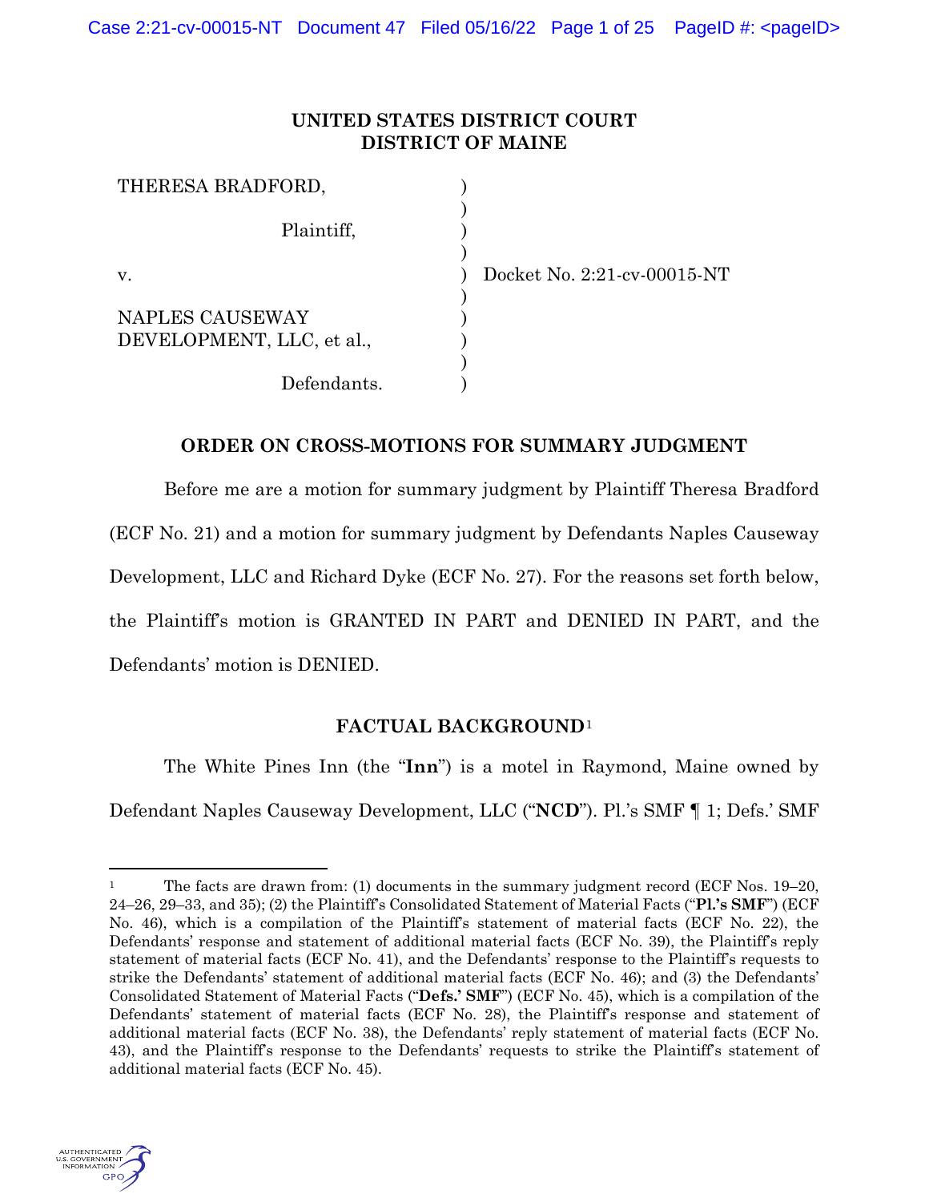**UNITED STATES DISTRICT COURT**
**DISTRICT OF MAINE**

| | | |
|---|---|---|
| THERESA BRADFORD, | ) | |
| Plaintiff, | ) | |
| v. | ) | Docket No. 2:21-cv-00015-NT |
| NAPLES CAUSEWAY DEVELOPMENT, LLC, et al., | ) | |
| Defendants. | ) | |

## ORDER ON CROSS-MOTIONS FOR SUMMARY JUDGMENT

Before me are a motion for summary judgment by Plaintiff Theresa Bradford (ECF No. 21) and a motion for summary judgment by Defendants Naples Causeway Development, LLC and Richard Dyke (ECF No. 27). For the reasons set forth below, the Plaintiff's motion is GRANTED IN PART and DENIED IN PART, and the Defendants' motion is DENIED.

## FACTUAL BACKGROUND[1]

The White Pines Inn (the "**Inn**") is a motel in Raymond, Maine owned by Defendant Naples Causeway Development, LLC ("**NCD**"). Pl.'s SMF ¶ 1; Defs.' SMF

---

[1] The facts are drawn from: (1) documents in the summary judgment record (ECF Nos. 19–20, 24–26, 29–33, and 35); (2) the Plaintiff's Consolidated Statement of Material Facts ("**Pl.'s SMF**") (ECF No. 46), which is a compilation of the Plaintiff's statement of material facts (ECF No. 22), the Defendants' response and statement of additional material facts (ECF No. 39), the Plaintiff's reply statement of material facts (ECF No. 41), and the Defendants' response to the Plaintiff's requests to strike the Defendants' statement of additional material facts (ECF No. 46); and (3) the Defendants' Consolidated Statement of Material Facts ("**Defs.' SMF**") (ECF No. 45), which is a compilation of the Defendants' statement of material facts (ECF No. 28), the Plaintiff's response and statement of additional material facts (ECF No. 38), the Defendants' reply statement of material facts (ECF No. 43), and the Plaintiff's response to the Defendants' requests to strike the Plaintiff's statement of additional material facts (ECF No. 45).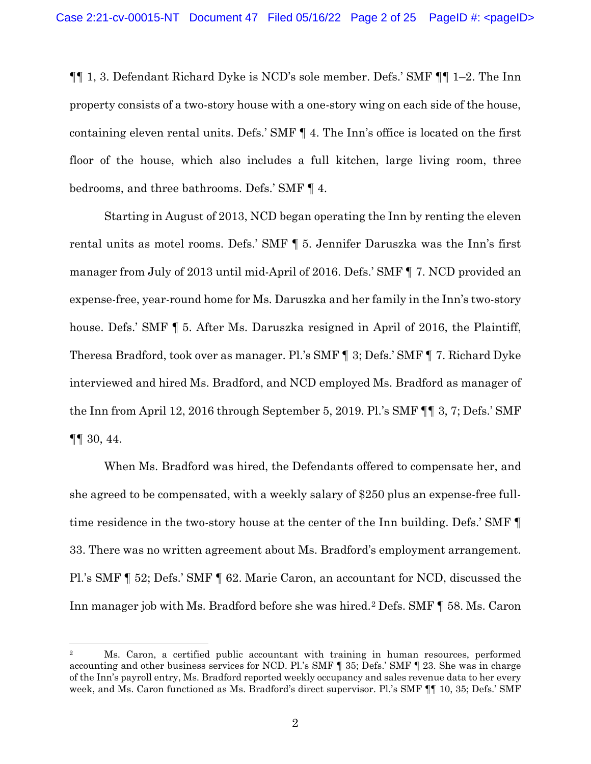¶¶ 1, 3. Defendant Richard Dyke is NCD's sole member. Defs.' SMF ¶¶ 1–2. The Inn property consists of a two-story house with a one-story wing on each side of the house, containing eleven rental units. Defs.' SMF ¶ 4. The Inn's office is located on the first floor of the house, which also includes a full kitchen, large living room, three bedrooms, and three bathrooms. Defs.' SMF ¶ 4.

Starting in August of 2013, NCD began operating the Inn by renting the eleven rental units as motel rooms. Defs.' SMF ¶ 5. Jennifer Daruszka was the Inn's first manager from July of 2013 until mid-April of 2016. Defs.' SMF ¶ 7. NCD provided an expense-free, year-round home for Ms. Daruszka and her family in the Inn's two-story house. Defs.' SMF ¶ 5. After Ms. Daruszka resigned in April of 2016, the Plaintiff, Theresa Bradford, took over as manager. Pl.'s SMF ¶ 3; Defs.' SMF ¶ 7. Richard Dyke interviewed and hired Ms. Bradford, and NCD employed Ms. Bradford as manager of the Inn from April 12, 2016 through September 5, 2019. Pl.'s SMF ¶¶ 3, 7; Defs.' SMF ¶¶ 30, 44.

When Ms. Bradford was hired, the Defendants offered to compensate her, and she agreed to be compensated, with a weekly salary of $250 plus an expense-free full-time residence in the two-story house at the center of the Inn building. Defs.' SMF ¶ 33. There was no written agreement about Ms. Bradford's employment arrangement. Pl.'s SMF ¶ 52; Defs.' SMF ¶ 62. Marie Caron, an accountant for NCD, discussed the Inn manager job with Ms. Bradford before she was hired.[2] Defs. SMF ¶ 58. Ms. Caron

[2] Ms. Caron, a certified public accountant with training in human resources, performed accounting and other business services for NCD. Pl.'s SMF ¶ 35; Defs.' SMF ¶ 23. She was in charge of the Inn's payroll entry, Ms. Bradford reported weekly occupancy and sales revenue data to her every week, and Ms. Caron functioned as Ms. Bradford's direct supervisor. Pl.'s SMF ¶¶ 10, 35; Defs.' SMF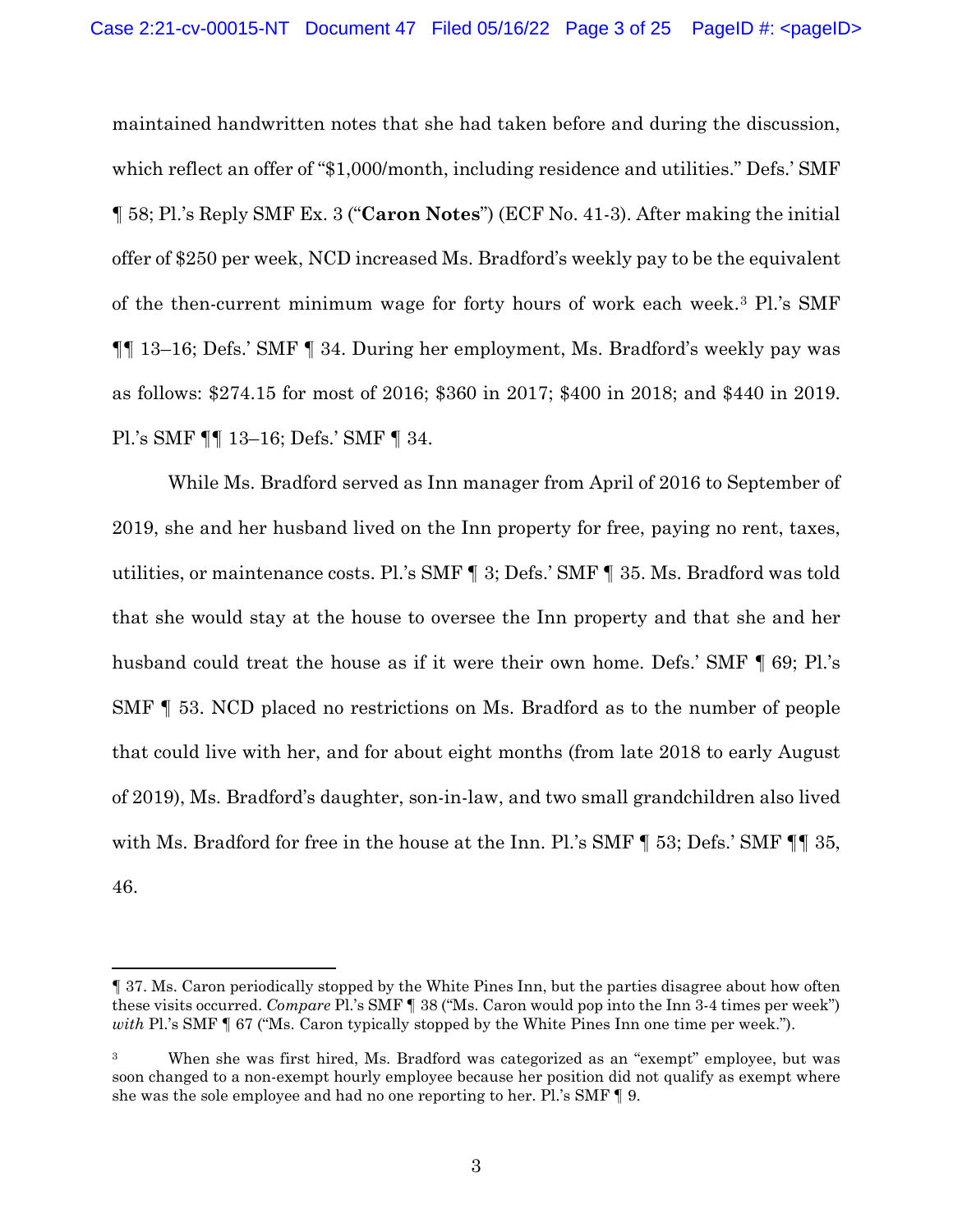maintained handwritten notes that she had taken before and during the discussion, which reflect an offer of "$1,000/month, including residence and utilities." Defs.' SMF ¶ 58; Pl.'s Reply SMF Ex. 3 ("**Caron Notes**") (ECF No. 41-3). After making the initial offer of $250 per week, NCD increased Ms. Bradford's weekly pay to be the equivalent of the then-current minimum wage for forty hours of work each week.[3] Pl.'s SMF ¶¶ 13–16; Defs.' SMF ¶ 34. During her employment, Ms. Bradford's weekly pay was as follows: $274.15 for most of 2016; $360 in 2017; $400 in 2018; and $440 in 2019. Pl.'s SMF ¶¶ 13–16; Defs.' SMF ¶ 34.

While Ms. Bradford served as Inn manager from April of 2016 to September of 2019, she and her husband lived on the Inn property for free, paying no rent, taxes, utilities, or maintenance costs. Pl.'s SMF ¶ 3; Defs.' SMF ¶ 35. Ms. Bradford was told that she would stay at the house to oversee the Inn property and that she and her husband could treat the house as if it were their own home. Defs.' SMF ¶ 69; Pl.'s SMF ¶ 53. NCD placed no restrictions on Ms. Bradford as to the number of people that could live with her, and for about eight months (from late 2018 to early August of 2019), Ms. Bradford's daughter, son-in-law, and two small grandchildren also lived with Ms. Bradford for free in the house at the Inn. Pl.'s SMF ¶ 53; Defs.' SMF ¶¶ 35, 46.

---

¶ 37. Ms. Caron periodically stopped by the White Pines Inn, but the parties disagree about how often these visits occurred. *Compare* Pl.'s SMF ¶ 38 ("Ms. Caron would pop into the Inn 3-4 times per week") *with* Pl.'s SMF ¶ 67 ("Ms. Caron typically stopped by the White Pines Inn one time per week.").

[3] When she was first hired, Ms. Bradford was categorized as an "exempt" employee, but was soon changed to a non-exempt hourly employee because her position did not qualify as exempt where she was the sole employee and had no one reporting to her. Pl.'s SMF ¶ 9.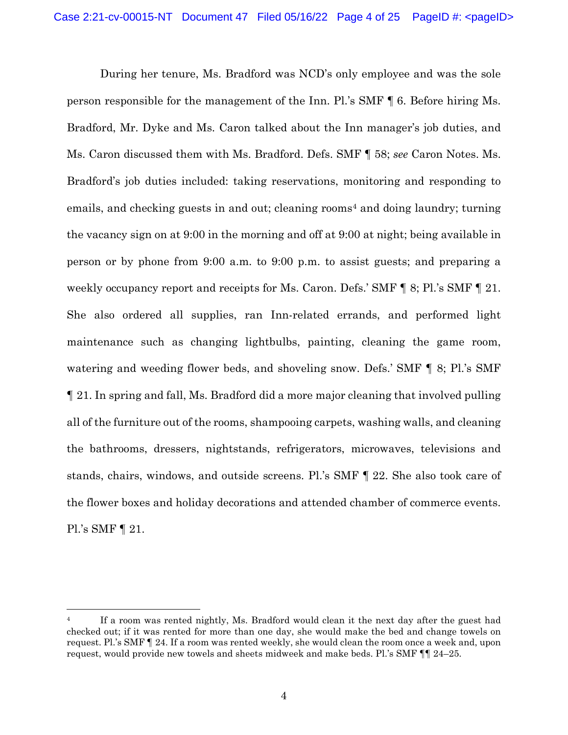During her tenure, Ms. Bradford was NCD's only employee and was the sole person responsible for the management of the Inn. Pl.'s SMF ¶ 6. Before hiring Ms. Bradford, Mr. Dyke and Ms. Caron talked about the Inn manager's job duties, and Ms. Caron discussed them with Ms. Bradford. Defs. SMF ¶ 58; *see* Caron Notes. Ms. Bradford's job duties included: taking reservations, monitoring and responding to emails, and checking guests in and out; cleaning rooms[4] and doing laundry; turning the vacancy sign on at 9:00 in the morning and off at 9:00 at night; being available in person or by phone from 9:00 a.m. to 9:00 p.m. to assist guests; and preparing a weekly occupancy report and receipts for Ms. Caron. Defs.' SMF ¶ 8; Pl.'s SMF ¶ 21. She also ordered all supplies, ran Inn-related errands, and performed light maintenance such as changing lightbulbs, painting, cleaning the game room, watering and weeding flower beds, and shoveling snow. Defs.' SMF ¶ 8; Pl.'s SMF ¶ 21. In spring and fall, Ms. Bradford did a more major cleaning that involved pulling all of the furniture out of the rooms, shampooing carpets, washing walls, and cleaning the bathrooms, dressers, nightstands, refrigerators, microwaves, televisions and stands, chairs, windows, and outside screens. Pl.'s SMF ¶ 22. She also took care of the flower boxes and holiday decorations and attended chamber of commerce events. Pl.'s SMF ¶ 21.

---

[4] If a room was rented nightly, Ms. Bradford would clean it the next day after the guest had checked out; if it was rented for more than one day, she would make the bed and change towels on request. Pl.'s SMF ¶ 24. If a room was rented weekly, she would clean the room once a week and, upon request, would provide new towels and sheets midweek and make beds. Pl.'s SMF ¶¶ 24–25.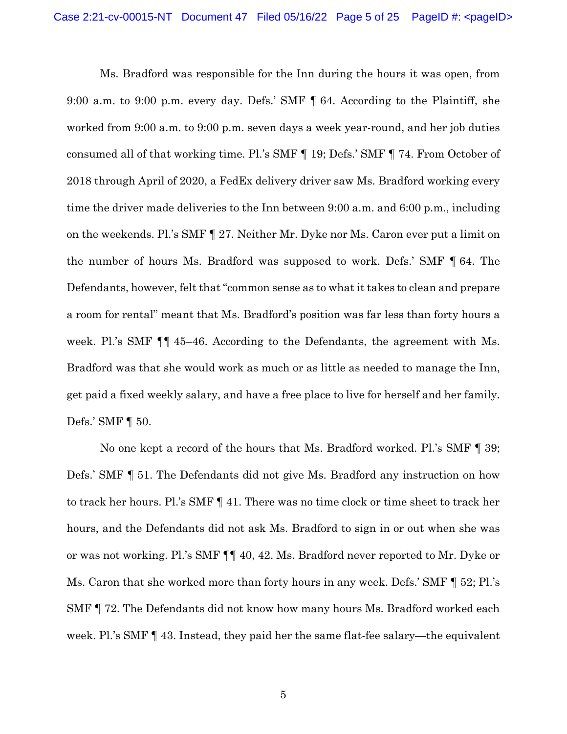Ms. Bradford was responsible for the Inn during the hours it was open, from 9:00 a.m. to 9:00 p.m. every day. Defs.' SMF ¶ 64. According to the Plaintiff, she worked from 9:00 a.m. to 9:00 p.m. seven days a week year-round, and her job duties consumed all of that working time. Pl.'s SMF ¶ 19; Defs.' SMF ¶ 74. From October of 2018 through April of 2020, a FedEx delivery driver saw Ms. Bradford working every time the driver made deliveries to the Inn between 9:00 a.m. and 6:00 p.m., including on the weekends. Pl.'s SMF ¶ 27. Neither Mr. Dyke nor Ms. Caron ever put a limit on the number of hours Ms. Bradford was supposed to work. Defs.' SMF ¶ 64. The Defendants, however, felt that "common sense as to what it takes to clean and prepare a room for rental" meant that Ms. Bradford's position was far less than forty hours a week. Pl.'s SMF ¶¶ 45–46. According to the Defendants, the agreement with Ms. Bradford was that she would work as much or as little as needed to manage the Inn, get paid a fixed weekly salary, and have a free place to live for herself and her family. Defs.' SMF ¶ 50.

No one kept a record of the hours that Ms. Bradford worked. Pl.'s SMF ¶ 39; Defs.' SMF ¶ 51. The Defendants did not give Ms. Bradford any instruction on how to track her hours. Pl.'s SMF ¶ 41. There was no time clock or time sheet to track her hours, and the Defendants did not ask Ms. Bradford to sign in or out when she was or was not working. Pl.'s SMF ¶¶ 40, 42. Ms. Bradford never reported to Mr. Dyke or Ms. Caron that she worked more than forty hours in any week. Defs.' SMF ¶ 52; Pl.'s SMF ¶ 72. The Defendants did not know how many hours Ms. Bradford worked each week. Pl.'s SMF ¶ 43. Instead, they paid her the same flat-fee salary—the equivalent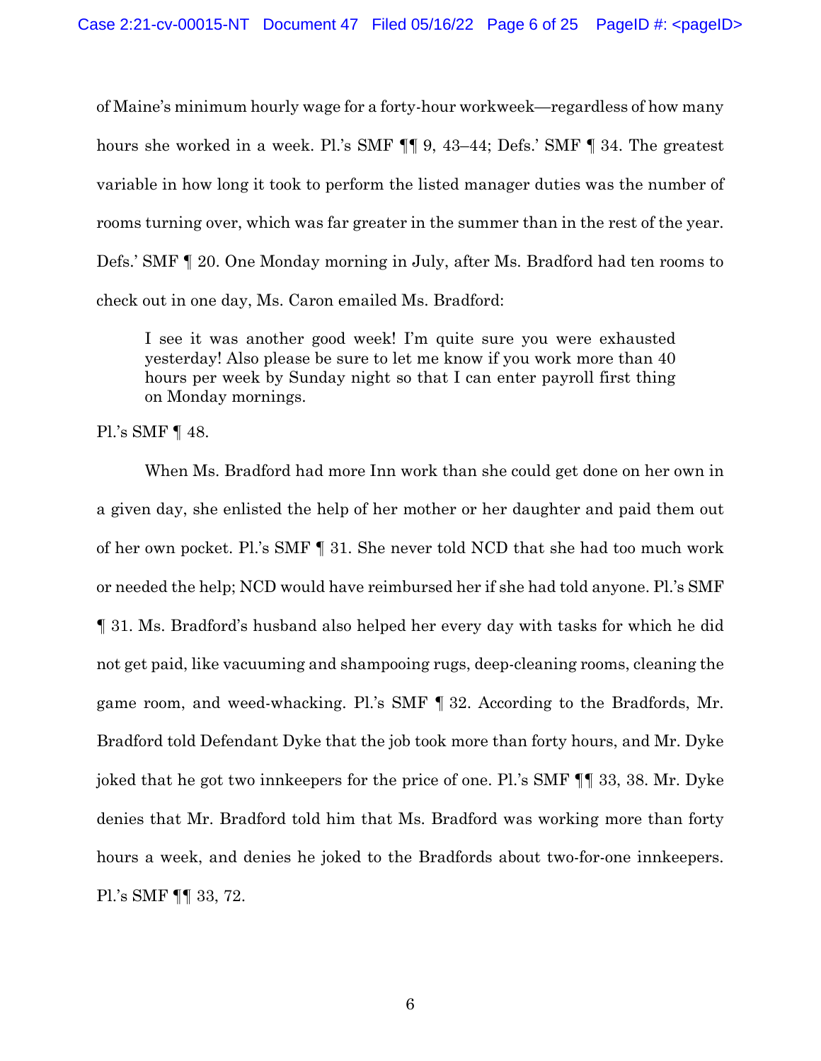of Maine's minimum hourly wage for a forty-hour workweek—regardless of how many hours she worked in a week. Pl.'s SMF ¶¶ 9, 43–44; Defs.' SMF ¶ 34. The greatest variable in how long it took to perform the listed manager duties was the number of rooms turning over, which was far greater in the summer than in the rest of the year. Defs.' SMF ¶ 20. One Monday morning in July, after Ms. Bradford had ten rooms to check out in one day, Ms. Caron emailed Ms. Bradford:

> I see it was another good week! I'm quite sure you were exhausted yesterday! Also please be sure to let me know if you work more than 40 hours per week by Sunday night so that I can enter payroll first thing on Monday mornings.

Pl.'s SMF ¶ 48.

When Ms. Bradford had more Inn work than she could get done on her own in a given day, she enlisted the help of her mother or her daughter and paid them out of her own pocket. Pl.'s SMF ¶ 31. She never told NCD that she had too much work or needed the help; NCD would have reimbursed her if she had told anyone. Pl.'s SMF ¶ 31. Ms. Bradford's husband also helped her every day with tasks for which he did not get paid, like vacuuming and shampooing rugs, deep-cleaning rooms, cleaning the game room, and weed-whacking. Pl.'s SMF ¶ 32. According to the Bradfords, Mr. Bradford told Defendant Dyke that the job took more than forty hours, and Mr. Dyke joked that he got two innkeepers for the price of one. Pl.'s SMF ¶¶ 33, 38. Mr. Dyke denies that Mr. Bradford told him that Ms. Bradford was working more than forty hours a week, and denies he joked to the Bradfords about two-for-one innkeepers. Pl.'s SMF ¶¶ 33, 72.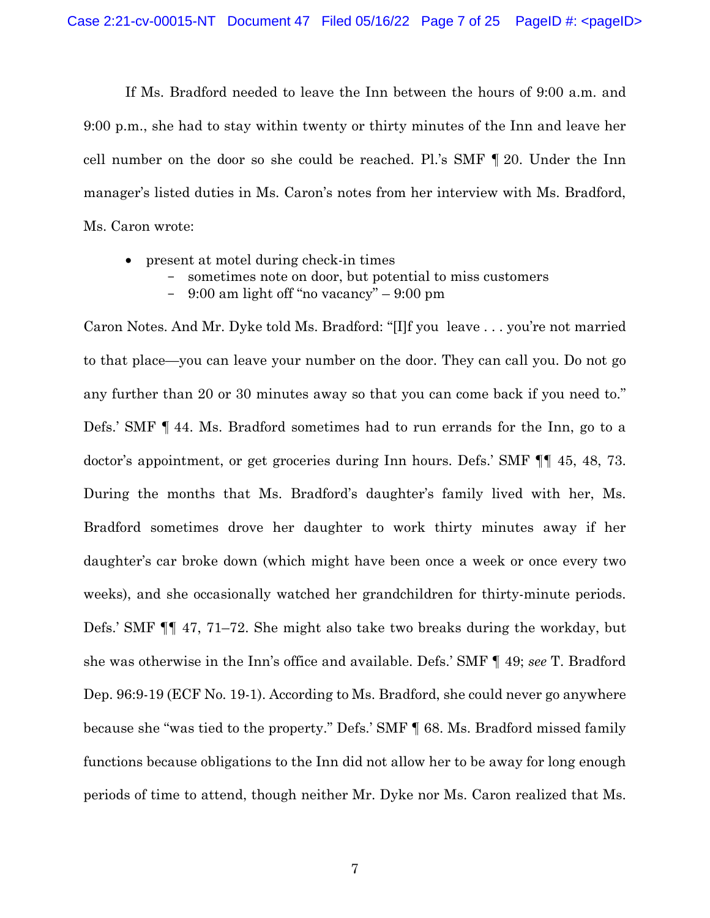If Ms. Bradford needed to leave the Inn between the hours of 9:00 a.m. and 9:00 p.m., she had to stay within twenty or thirty minutes of the Inn and leave her cell number on the door so she could be reached. Pl.'s SMF ¶ 20. Under the Inn manager's listed duties in Ms. Caron's notes from her interview with Ms. Bradford, Ms. Caron wrote:

- present at motel during check-in times
  - sometimes note on door, but potential to miss customers
  - 9:00 am light off "no vacancy" – 9:00 pm

Caron Notes. And Mr. Dyke told Ms. Bradford: "[I]f you leave . . . you're not married to that place—you can leave your number on the door. They can call you. Do not go any further than 20 or 30 minutes away so that you can come back if you need to." Defs.' SMF ¶ 44. Ms. Bradford sometimes had to run errands for the Inn, go to a doctor's appointment, or get groceries during Inn hours. Defs.' SMF ¶¶ 45, 48, 73. During the months that Ms. Bradford's daughter's family lived with her, Ms. Bradford sometimes drove her daughter to work thirty minutes away if her daughter's car broke down (which might have been once a week or once every two weeks), and she occasionally watched her grandchildren for thirty-minute periods. Defs.' SMF ¶¶ 47, 71–72. She might also take two breaks during the workday, but she was otherwise in the Inn's office and available. Defs.' SMF ¶ 49; *see* T. Bradford Dep. 96:9-19 (ECF No. 19-1). According to Ms. Bradford, she could never go anywhere because she "was tied to the property." Defs.' SMF ¶ 68. Ms. Bradford missed family functions because obligations to the Inn did not allow her to be away for long enough periods of time to attend, though neither Mr. Dyke nor Ms. Caron realized that Ms.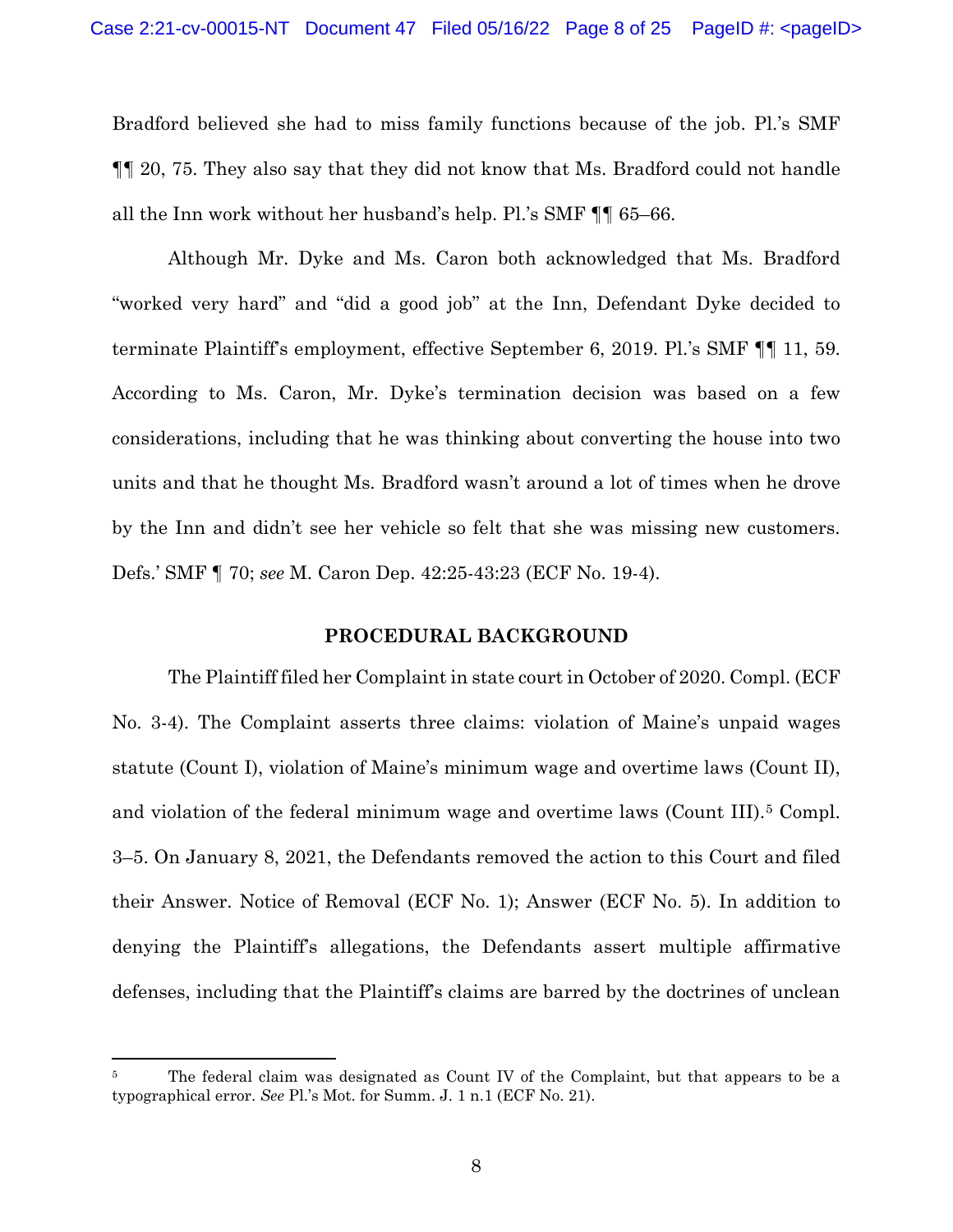Bradford believed she had to miss family functions because of the job. Pl.'s SMF ¶¶ 20, 75. They also say that they did not know that Ms. Bradford could not handle all the Inn work without her husband's help. Pl.'s SMF ¶¶ 65–66.

Although Mr. Dyke and Ms. Caron both acknowledged that Ms. Bradford "worked very hard" and "did a good job" at the Inn, Defendant Dyke decided to terminate Plaintiff's employment, effective September 6, 2019. Pl.'s SMF ¶¶ 11, 59. According to Ms. Caron, Mr. Dyke's termination decision was based on a few considerations, including that he was thinking about converting the house into two units and that he thought Ms. Bradford wasn't around a lot of times when he drove by the Inn and didn't see her vehicle so felt that she was missing new customers. Defs.' SMF ¶ 70; *see* M. Caron Dep. 42:25-43:23 (ECF No. 19-4).

## PROCEDURAL BACKGROUND

The Plaintiff filed her Complaint in state court in October of 2020. Compl. (ECF No. 3-4). The Complaint asserts three claims: violation of Maine's unpaid wages statute (Count I), violation of Maine's minimum wage and overtime laws (Count II), and violation of the federal minimum wage and overtime laws (Count III).[5] Compl. 3–5. On January 8, 2021, the Defendants removed the action to this Court and filed their Answer. Notice of Removal (ECF No. 1); Answer (ECF No. 5). In addition to denying the Plaintiff's allegations, the Defendants assert multiple affirmative defenses, including that the Plaintiff's claims are barred by the doctrines of unclean

[5] The federal claim was designated as Count IV of the Complaint, but that appears to be a typographical error. *See* Pl.'s Mot. for Summ. J. 1 n.1 (ECF No. 21).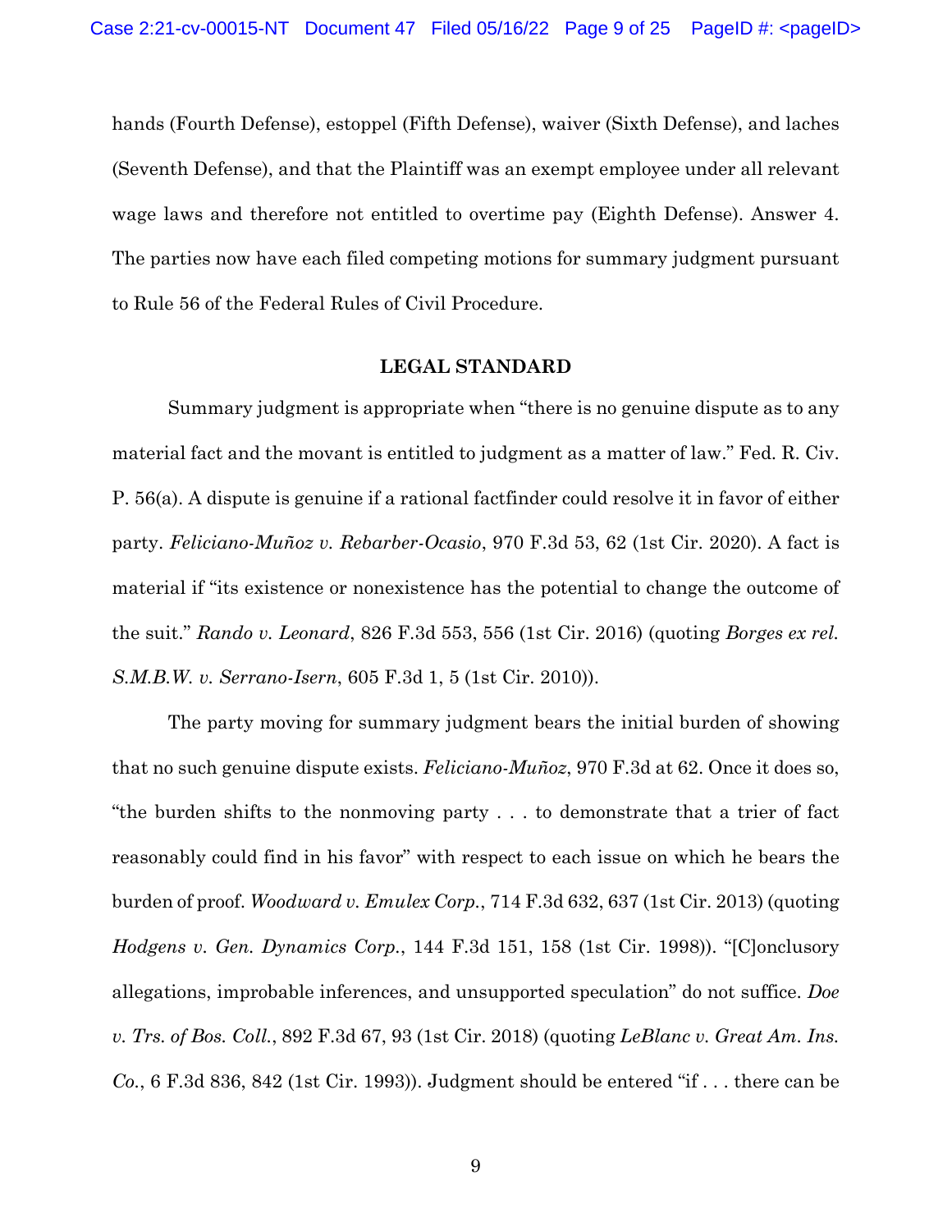hands (Fourth Defense), estoppel (Fifth Defense), waiver (Sixth Defense), and laches (Seventh Defense), and that the Plaintiff was an exempt employee under all relevant wage laws and therefore not entitled to overtime pay (Eighth Defense). Answer 4. The parties now have each filed competing motions for summary judgment pursuant to Rule 56 of the Federal Rules of Civil Procedure.

## LEGAL STANDARD

Summary judgment is appropriate when "there is no genuine dispute as to any material fact and the movant is entitled to judgment as a matter of law." Fed. R. Civ. P. 56(a). A dispute is genuine if a rational factfinder could resolve it in favor of either party. *Feliciano-Muñoz v. Rebarber-Ocasio*, 970 F.3d 53, 62 (1st Cir. 2020). A fact is material if "its existence or nonexistence has the potential to change the outcome of the suit." *Rando v. Leonard*, 826 F.3d 553, 556 (1st Cir. 2016) (quoting *Borges ex rel. S.M.B.W. v. Serrano-Isern*, 605 F.3d 1, 5 (1st Cir. 2010)).

The party moving for summary judgment bears the initial burden of showing that no such genuine dispute exists. *Feliciano-Muñoz*, 970 F.3d at 62. Once it does so, "the burden shifts to the nonmoving party . . . to demonstrate that a trier of fact reasonably could find in his favor" with respect to each issue on which he bears the burden of proof. *Woodward v. Emulex Corp.*, 714 F.3d 632, 637 (1st Cir. 2013) (quoting *Hodgens v. Gen. Dynamics Corp.*, 144 F.3d 151, 158 (1st Cir. 1998)). "[C]onclusory allegations, improbable inferences, and unsupported speculation" do not suffice. *Doe v. Trs. of Bos. Coll.*, 892 F.3d 67, 93 (1st Cir. 2018) (quoting *LeBlanc v. Great Am. Ins. Co.*, 6 F.3d 836, 842 (1st Cir. 1993)). Judgment should be entered "if . . . there can be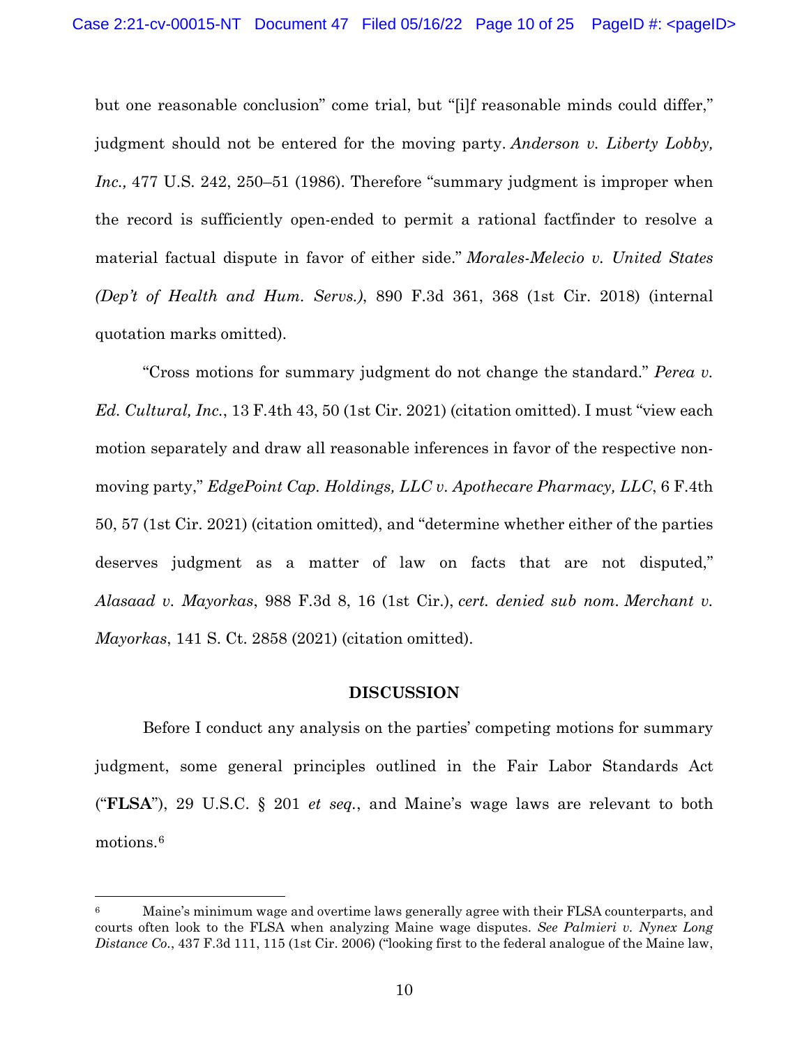but one reasonable conclusion" come trial, but "[i]f reasonable minds could differ," judgment should not be entered for the moving party. *Anderson v. Liberty Lobby, Inc.,* 477 U.S. 242, 250–51 (1986). Therefore "summary judgment is improper when the record is sufficiently open-ended to permit a rational factfinder to resolve a material factual dispute in favor of either side." *Morales-Melecio v. United States (Dep't of Health and Hum. Servs.)*, 890 F.3d 361, 368 (1st Cir. 2018) (internal quotation marks omitted).

"Cross motions for summary judgment do not change the standard." *Perea v. Ed. Cultural, Inc.*, 13 F.4th 43, 50 (1st Cir. 2021) (citation omitted). I must "view each motion separately and draw all reasonable inferences in favor of the respective non-moving party," *EdgePoint Cap. Holdings, LLC v. Apothecare Pharmacy, LLC*, 6 F.4th 50, 57 (1st Cir. 2021) (citation omitted), and "determine whether either of the parties deserves judgment as a matter of law on facts that are not disputed," *Alasaad v. Mayorkas*, 988 F.3d 8, 16 (1st Cir.), *cert. denied sub nom. Merchant v. Mayorkas*, 141 S. Ct. 2858 (2021) (citation omitted).

## DISCUSSION

Before I conduct any analysis on the parties' competing motions for summary judgment, some general principles outlined in the Fair Labor Standards Act ("**FLSA**"), 29 U.S.C. § 201 *et seq.*, and Maine's wage laws are relevant to both motions.[6]

---

[6] Maine's minimum wage and overtime laws generally agree with their FLSA counterparts, and courts often look to the FLSA when analyzing Maine wage disputes. *See Palmieri v. Nynex Long Distance Co.*, 437 F.3d 111, 115 (1st Cir. 2006) ("looking first to the federal analogue of the Maine law,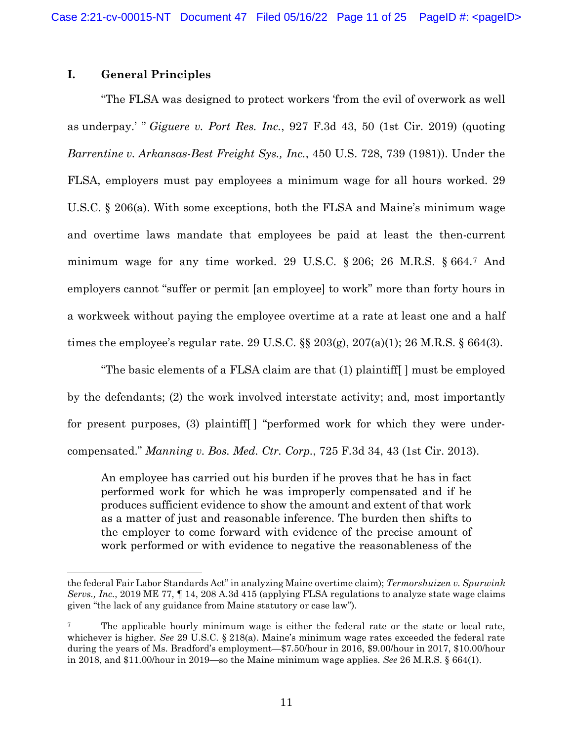## I. General Principles

"The FLSA was designed to protect workers 'from the evil of overwork as well as underpay.' " *Giguere v. Port Res. Inc.*, 927 F.3d 43, 50 (1st Cir. 2019) (quoting *Barrentine v. Arkansas-Best Freight Sys., Inc.*, 450 U.S. 728, 739 (1981)). Under the FLSA, employers must pay employees a minimum wage for all hours worked. 29 U.S.C. § 206(a). With some exceptions, both the FLSA and Maine's minimum wage and overtime laws mandate that employees be paid at least the then-current minimum wage for any time worked. 29 U.S.C. § 206; 26 M.R.S. § 664.[7] And employers cannot "suffer or permit [an employee] to work" more than forty hours in a workweek without paying the employee overtime at a rate at least one and a half times the employee's regular rate. 29 U.S.C. §§ 203(g), 207(a)(1); 26 M.R.S. § 664(3).

"The basic elements of a FLSA claim are that (1) plaintiff[ ] must be employed by the defendants; (2) the work involved interstate activity; and, most importantly for present purposes, (3) plaintiff[ ] "performed work for which they were under-compensated." *Manning v. Bos. Med. Ctr. Corp.*, 725 F.3d 34, 43 (1st Cir. 2013).

> An employee has carried out his burden if he proves that he has in fact performed work for which he was improperly compensated and if he produces sufficient evidence to show the amount and extent of that work as a matter of just and reasonable inference. The burden then shifts to the employer to come forward with evidence of the precise amount of work performed or with evidence to negative the reasonableness of the

---

the federal Fair Labor Standards Act" in analyzing Maine overtime claim); *Termorshuizen v. Spurwink Servs., Inc.*, 2019 ME 77, ¶ 14, 208 A.3d 415 (applying FLSA regulations to analyze state wage claims given "the lack of any guidance from Maine statutory or case law").

[7] The applicable hourly minimum wage is either the federal rate or the state or local rate, whichever is higher. *See* 29 U.S.C. § 218(a). Maine's minimum wage rates exceeded the federal rate during the years of Ms. Bradford's employment—$7.50/hour in 2016, $9.00/hour in 2017, $10.00/hour in 2018, and $11.00/hour in 2019—so the Maine minimum wage applies. *See* 26 M.R.S. § 664(1).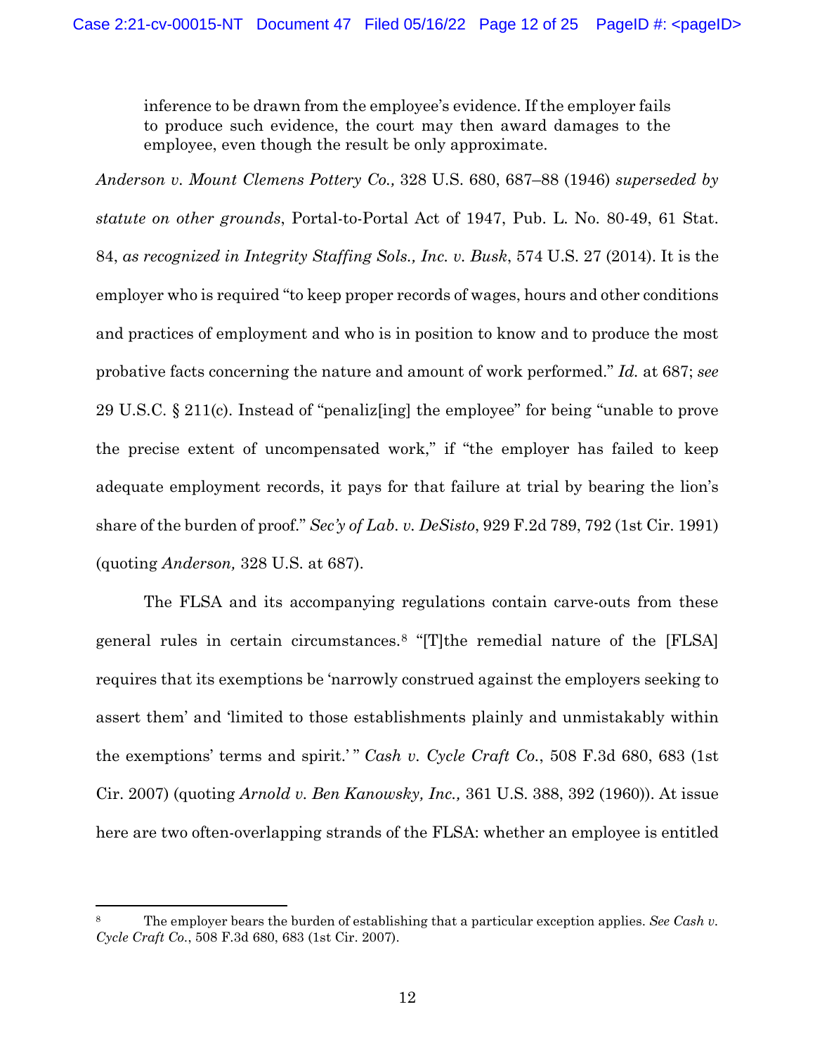> inference to be drawn from the employee's evidence. If the employer fails to produce such evidence, the court may then award damages to the employee, even though the result be only approximate.

*Anderson v. Mount Clemens Pottery Co.,* 328 U.S. 680, 687–88 (1946) *superseded by statute on other grounds*, Portal-to-Portal Act of 1947, Pub. L. No. 80-49, 61 Stat. 84, *as recognized in Integrity Staffing Sols., Inc. v. Busk*, 574 U.S. 27 (2014). It is the employer who is required "to keep proper records of wages, hours and other conditions and practices of employment and who is in position to know and to produce the most probative facts concerning the nature and amount of work performed." *Id.* at 687; *see* 29 U.S.C. § 211(c). Instead of "penaliz[ing] the employee" for being "unable to prove the precise extent of uncompensated work," if "the employer has failed to keep adequate employment records, it pays for that failure at trial by bearing the lion's share of the burden of proof." *Sec'y of Lab. v. DeSisto*, 929 F.2d 789, 792 (1st Cir. 1991) (quoting *Anderson,* 328 U.S. at 687).

The FLSA and its accompanying regulations contain carve-outs from these general rules in certain circumstances.[8] "[T]the remedial nature of the [FLSA] requires that its exemptions be 'narrowly construed against the employers seeking to assert them' and 'limited to those establishments plainly and unmistakably within the exemptions' terms and spirit.' " *Cash v. Cycle Craft Co.*, 508 F.3d 680, 683 (1st Cir. 2007) (quoting *Arnold v. Ben Kanowsky, Inc.,* 361 U.S. 388, 392 (1960)). At issue here are two often-overlapping strands of the FLSA: whether an employee is entitled

---

[8] The employer bears the burden of establishing that a particular exception applies. *See Cash v. Cycle Craft Co.*, 508 F.3d 680, 683 (1st Cir. 2007).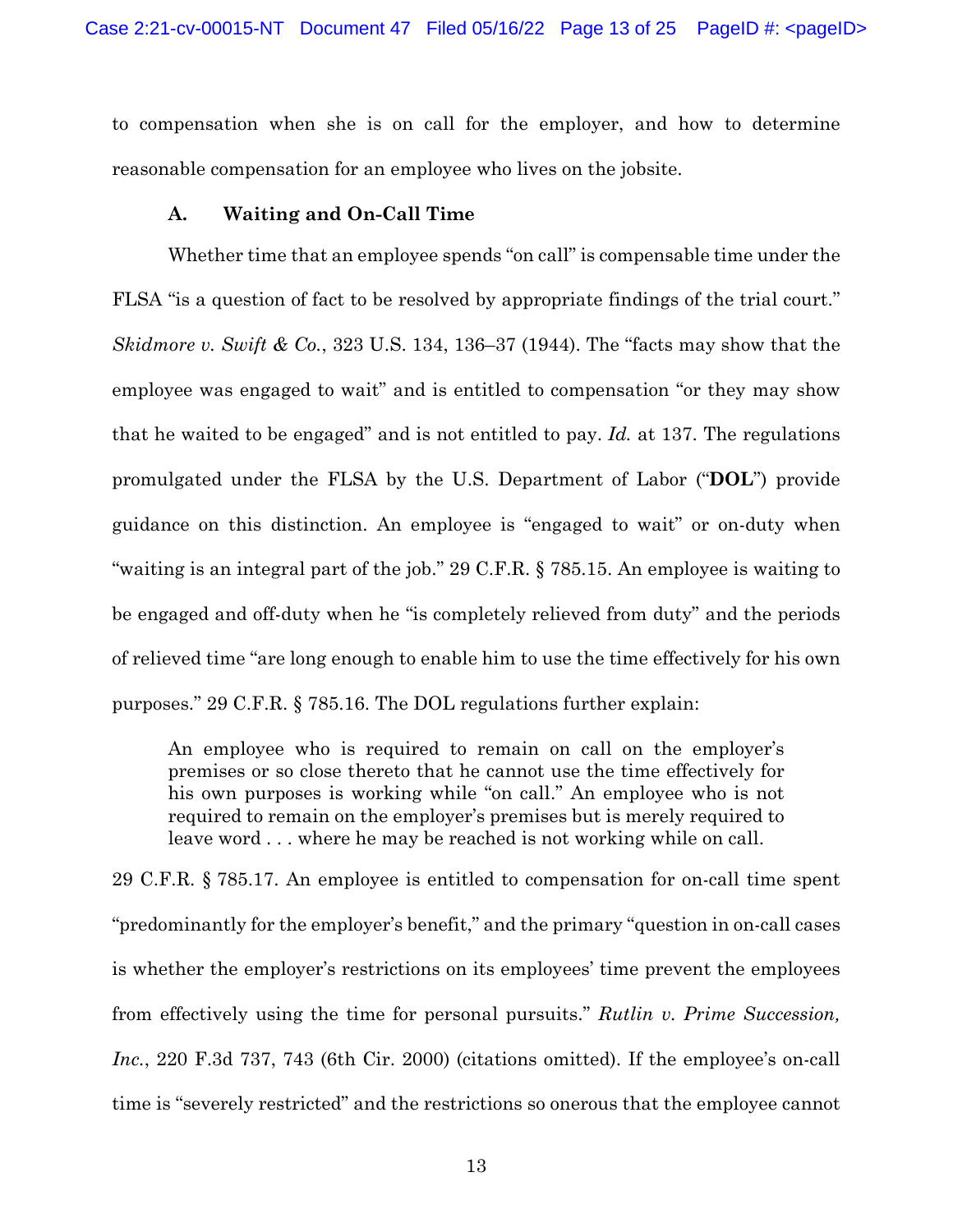to compensation when she is on call for the employer, and how to determine reasonable compensation for an employee who lives on the jobsite.

### A. Waiting and On-Call Time

Whether time that an employee spends "on call" is compensable time under the FLSA "is a question of fact to be resolved by appropriate findings of the trial court." *Skidmore v. Swift & Co.*, 323 U.S. 134, 136–37 (1944). The "facts may show that the employee was engaged to wait" and is entitled to compensation "or they may show that he waited to be engaged" and is not entitled to pay. *Id.* at 137. The regulations promulgated under the FLSA by the U.S. Department of Labor ("**DOL**") provide guidance on this distinction. An employee is "engaged to wait" or on-duty when "waiting is an integral part of the job." 29 C.F.R. § 785.15. An employee is waiting to be engaged and off-duty when he "is completely relieved from duty" and the periods of relieved time "are long enough to enable him to use the time effectively for his own purposes." 29 C.F.R. § 785.16. The DOL regulations further explain:

> An employee who is required to remain on call on the employer's premises or so close thereto that he cannot use the time effectively for his own purposes is working while "on call." An employee who is not required to remain on the employer's premises but is merely required to leave word . . . where he may be reached is not working while on call.

29 C.F.R. § 785.17. An employee is entitled to compensation for on-call time spent "predominantly for the employer's benefit," and the primary "question in on-call cases is whether the employer's restrictions on its employees' time prevent the employees from effectively using the time for personal pursuits." *Rutlin v. Prime Succession, Inc.*, 220 F.3d 737, 743 (6th Cir. 2000) (citations omitted). If the employee's on-call time is "severely restricted" and the restrictions so onerous that the employee cannot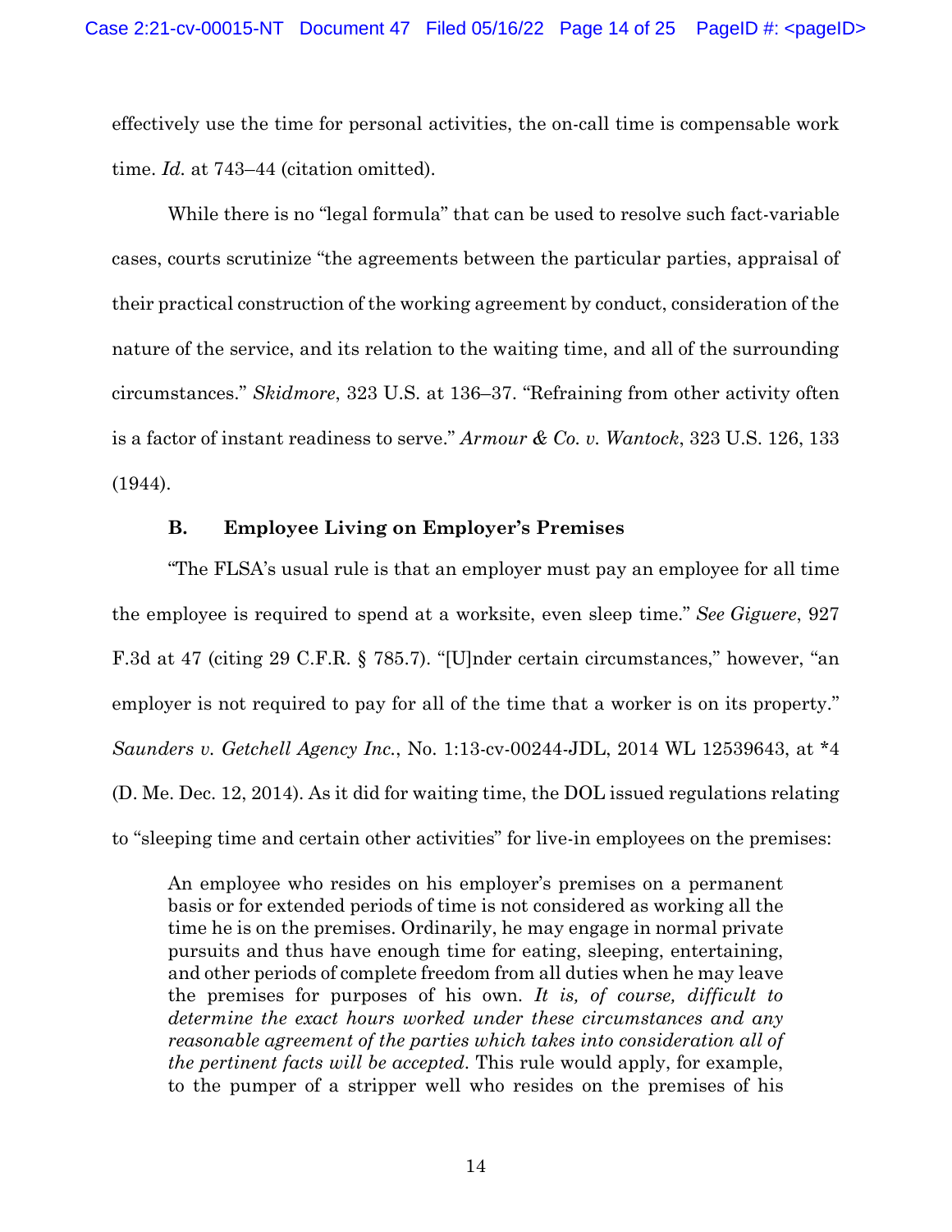effectively use the time for personal activities, the on-call time is compensable work time. *Id.* at 743–44 (citation omitted).

While there is no "legal formula" that can be used to resolve such fact-variable cases, courts scrutinize "the agreements between the particular parties, appraisal of their practical construction of the working agreement by conduct, consideration of the nature of the service, and its relation to the waiting time, and all of the surrounding circumstances." *Skidmore*, 323 U.S. at 136–37. "Refraining from other activity often is a factor of instant readiness to serve." *Armour & Co. v. Wantock*, 323 U.S. 126, 133 (1944).

### B. Employee Living on Employer's Premises

"The FLSA's usual rule is that an employer must pay an employee for all time the employee is required to spend at a worksite, even sleep time." *See Giguere*, 927 F.3d at 47 (citing 29 C.F.R. § 785.7). "[U]nder certain circumstances," however, "an employer is not required to pay for all of the time that a worker is on its property." *Saunders v. Getchell Agency Inc.*, No. 1:13-cv-00244-JDL, 2014 WL 12539643, at *4 (D. Me. Dec. 12, 2014). As it did for waiting time, the DOL issued regulations relating to "sleeping time and certain other activities" for live-in employees on the premises:

> An employee who resides on his employer's premises on a permanent basis or for extended periods of time is not considered as working all the time he is on the premises. Ordinarily, he may engage in normal private pursuits and thus have enough time for eating, sleeping, entertaining, and other periods of complete freedom from all duties when he may leave the premises for purposes of his own. *It is, of course, difficult to determine the exact hours worked under these circumstances and any reasonable agreement of the parties which takes into consideration all of the pertinent facts will be accepted*. This rule would apply, for example, to the pumper of a stripper well who resides on the premises of his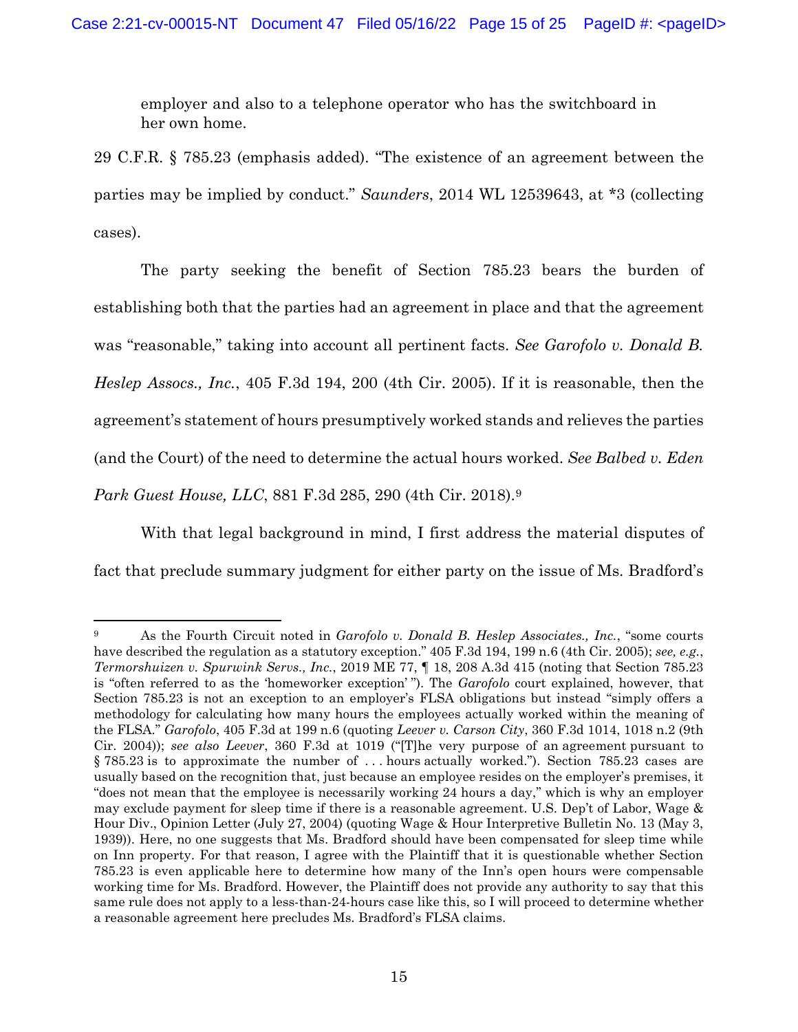employer and also to a telephone operator who has the switchboard in her own home.

29 C.F.R. § 785.23 (emphasis added). "The existence of an agreement between the parties may be implied by conduct." *Saunders*, 2014 WL 12539643, at *3 (collecting cases).

The party seeking the benefit of Section 785.23 bears the burden of establishing both that the parties had an agreement in place and that the agreement was "reasonable," taking into account all pertinent facts. *See Garofolo v. Donald B. Heslep Assocs., Inc.*, 405 F.3d 194, 200 (4th Cir. 2005). If it is reasonable, then the agreement's statement of hours presumptively worked stands and relieves the parties (and the Court) of the need to determine the actual hours worked. *See Balbed v. Eden Park Guest House, LLC*, 881 F.3d 285, 290 (4th Cir. 2018).[9]

With that legal background in mind, I first address the material disputes of fact that preclude summary judgment for either party on the issue of Ms. Bradford's

---

[9] As the Fourth Circuit noted in *Garofolo v. Donald B. Heslep Associates., Inc.*, "some courts have described the regulation as a statutory exception." 405 F.3d 194, 199 n.6 (4th Cir. 2005); *see, e.g.*, *Termorshuizen v. Spurwink Servs., Inc.*, 2019 ME 77, ¶ 18, 208 A.3d 415 (noting that Section 785.23 is "often referred to as the 'homeworker exception' "). The *Garofolo* court explained, however, that Section 785.23 is not an exception to an employer's FLSA obligations but instead "simply offers a methodology for calculating how many hours the employees actually worked within the meaning of the FLSA." *Garofolo*, 405 F.3d at 199 n.6 (quoting *Leever v. Carson City*, 360 F.3d 1014, 1018 n.2 (9th Cir. 2004)); *see also Leever*, 360 F.3d at 1019 ("[T]he very purpose of an agreement pursuant to § 785.23 is to approximate the number of . . . hours actually worked."). Section 785.23 cases are usually based on the recognition that, just because an employee resides on the employer's premises, it "does not mean that the employee is necessarily working 24 hours a day," which is why an employer may exclude payment for sleep time if there is a reasonable agreement. U.S. Dep't of Labor, Wage & Hour Div., Opinion Letter (July 27, 2004) (quoting Wage & Hour Interpretive Bulletin No. 13 (May 3, 1939)). Here, no one suggests that Ms. Bradford should have been compensated for sleep time while on Inn property. For that reason, I agree with the Plaintiff that it is questionable whether Section 785.23 is even applicable here to determine how many of the Inn's open hours were compensable working time for Ms. Bradford. However, the Plaintiff does not provide any authority to say that this same rule does not apply to a less-than-24-hours case like this, so I will proceed to determine whether a reasonable agreement here precludes Ms. Bradford's FLSA claims.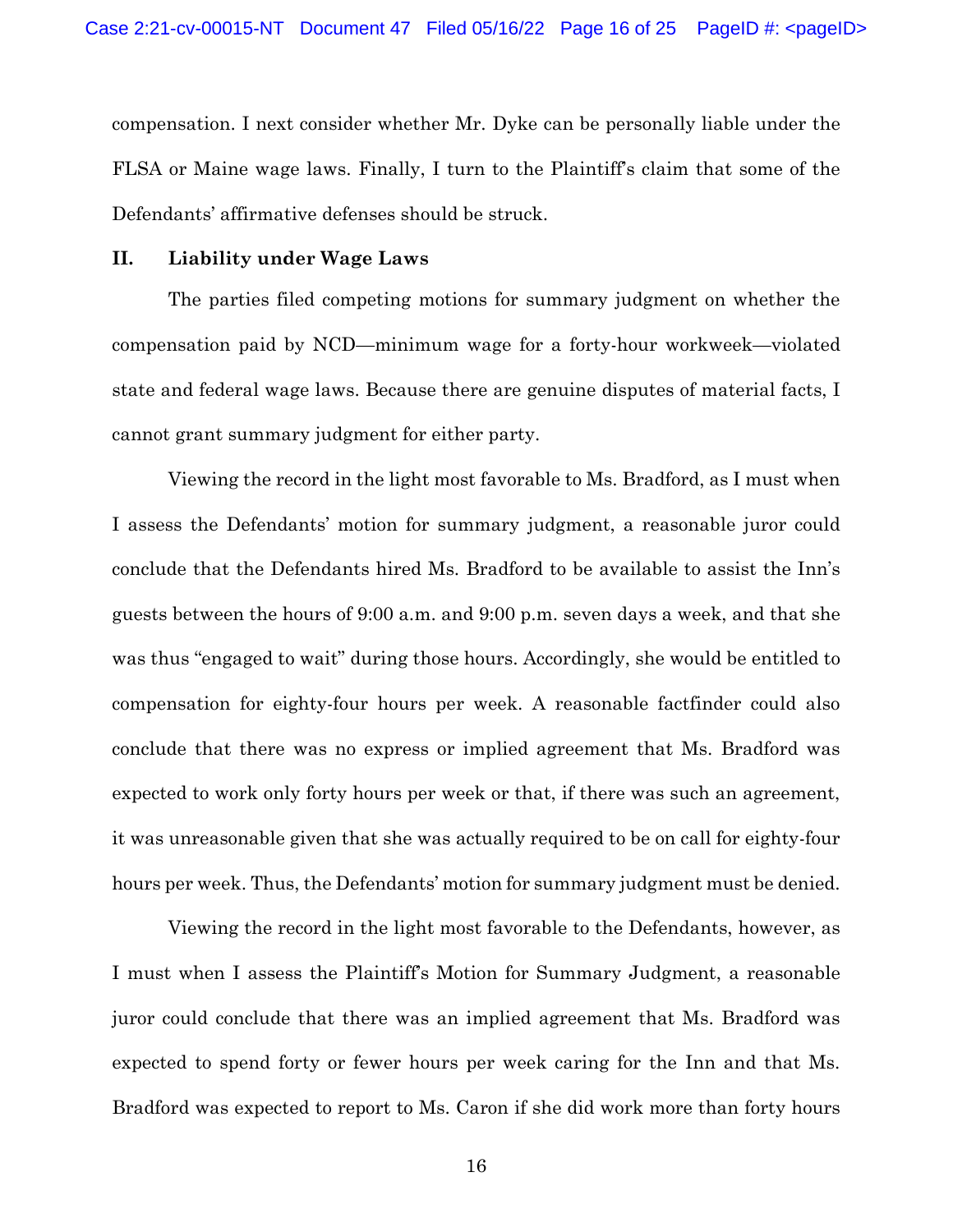compensation. I next consider whether Mr. Dyke can be personally liable under the FLSA or Maine wage laws. Finally, I turn to the Plaintiff's claim that some of the Defendants' affirmative defenses should be struck.

## II. Liability under Wage Laws

The parties filed competing motions for summary judgment on whether the compensation paid by NCD—minimum wage for a forty-hour workweek—violated state and federal wage laws. Because there are genuine disputes of material facts, I cannot grant summary judgment for either party.

Viewing the record in the light most favorable to Ms. Bradford, as I must when I assess the Defendants' motion for summary judgment, a reasonable juror could conclude that the Defendants hired Ms. Bradford to be available to assist the Inn's guests between the hours of 9:00 a.m. and 9:00 p.m. seven days a week, and that she was thus "engaged to wait" during those hours. Accordingly, she would be entitled to compensation for eighty-four hours per week. A reasonable factfinder could also conclude that there was no express or implied agreement that Ms. Bradford was expected to work only forty hours per week or that, if there was such an agreement, it was unreasonable given that she was actually required to be on call for eighty-four hours per week. Thus, the Defendants' motion for summary judgment must be denied.

Viewing the record in the light most favorable to the Defendants, however, as I must when I assess the Plaintiff's Motion for Summary Judgment, a reasonable juror could conclude that there was an implied agreement that Ms. Bradford was expected to spend forty or fewer hours per week caring for the Inn and that Ms. Bradford was expected to report to Ms. Caron if she did work more than forty hours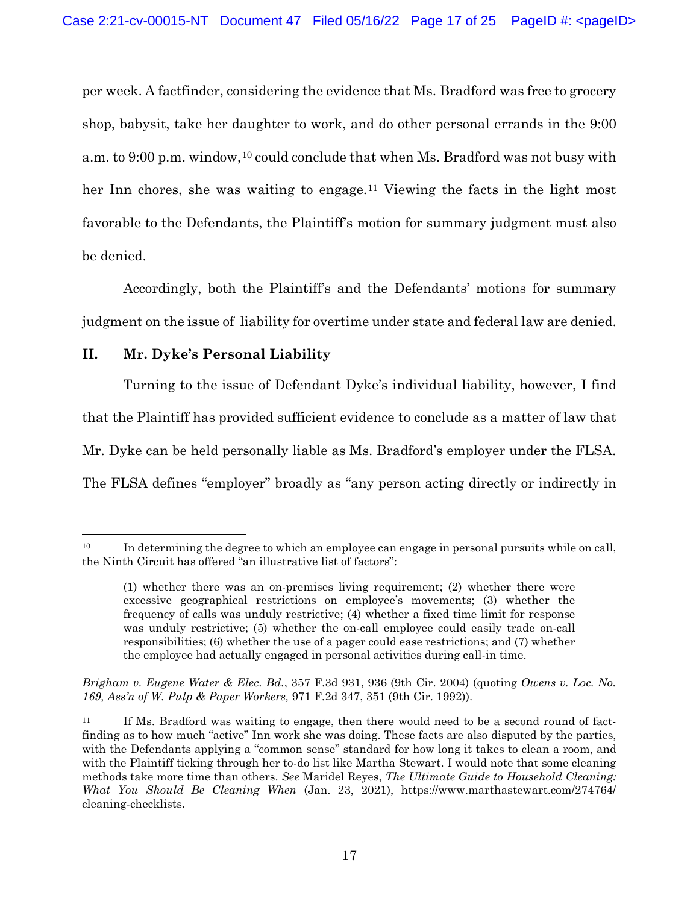per week. A factfinder, considering the evidence that Ms. Bradford was free to grocery shop, babysit, take her daughter to work, and do other personal errands in the 9:00 a.m. to 9:00 p.m. window,[10] could conclude that when Ms. Bradford was not busy with her Inn chores, she was waiting to engage.[11] Viewing the facts in the light most favorable to the Defendants, the Plaintiff's motion for summary judgment must also be denied.

Accordingly, both the Plaintiff's and the Defendants' motions for summary judgment on the issue of liability for overtime under state and federal law are denied.

## II. Mr. Dyke's Personal Liability

Turning to the issue of Defendant Dyke's individual liability, however, I find that the Plaintiff has provided sufficient evidence to conclude as a matter of law that Mr. Dyke can be held personally liable as Ms. Bradford's employer under the FLSA. The FLSA defines "employer" broadly as "any person acting directly or indirectly in

---

[10] In determining the degree to which an employee can engage in personal pursuits while on call, the Ninth Circuit has offered "an illustrative list of factors":

> (1) whether there was an on-premises living requirement; (2) whether there were excessive geographical restrictions on employee's movements; (3) whether the frequency of calls was unduly restrictive; (4) whether a fixed time limit for response was unduly restrictive; (5) whether the on-call employee could easily trade on-call responsibilities; (6) whether the use of a pager could ease restrictions; and (7) whether the employee had actually engaged in personal activities during call-in time.

*Brigham v. Eugene Water & Elec. Bd.*, 357 F.3d 931, 936 (9th Cir. 2004) (quoting *Owens v. Loc. No. 169, Ass'n of W. Pulp & Paper Workers,* 971 F.2d 347, 351 (9th Cir. 1992)).

[11] If Ms. Bradford was waiting to engage, then there would need to be a second round of fact-finding as to how much "active" Inn work she was doing. These facts are also disputed by the parties, with the Defendants applying a "common sense" standard for how long it takes to clean a room, and with the Plaintiff ticking through her to-do list like Martha Stewart. I would note that some cleaning methods take more time than others. *See* Maridel Reyes, *The Ultimate Guide to Household Cleaning: What You Should Be Cleaning When* (Jan. 23, 2021), https://www.marthastewart.com/274764/cleaning-checklists.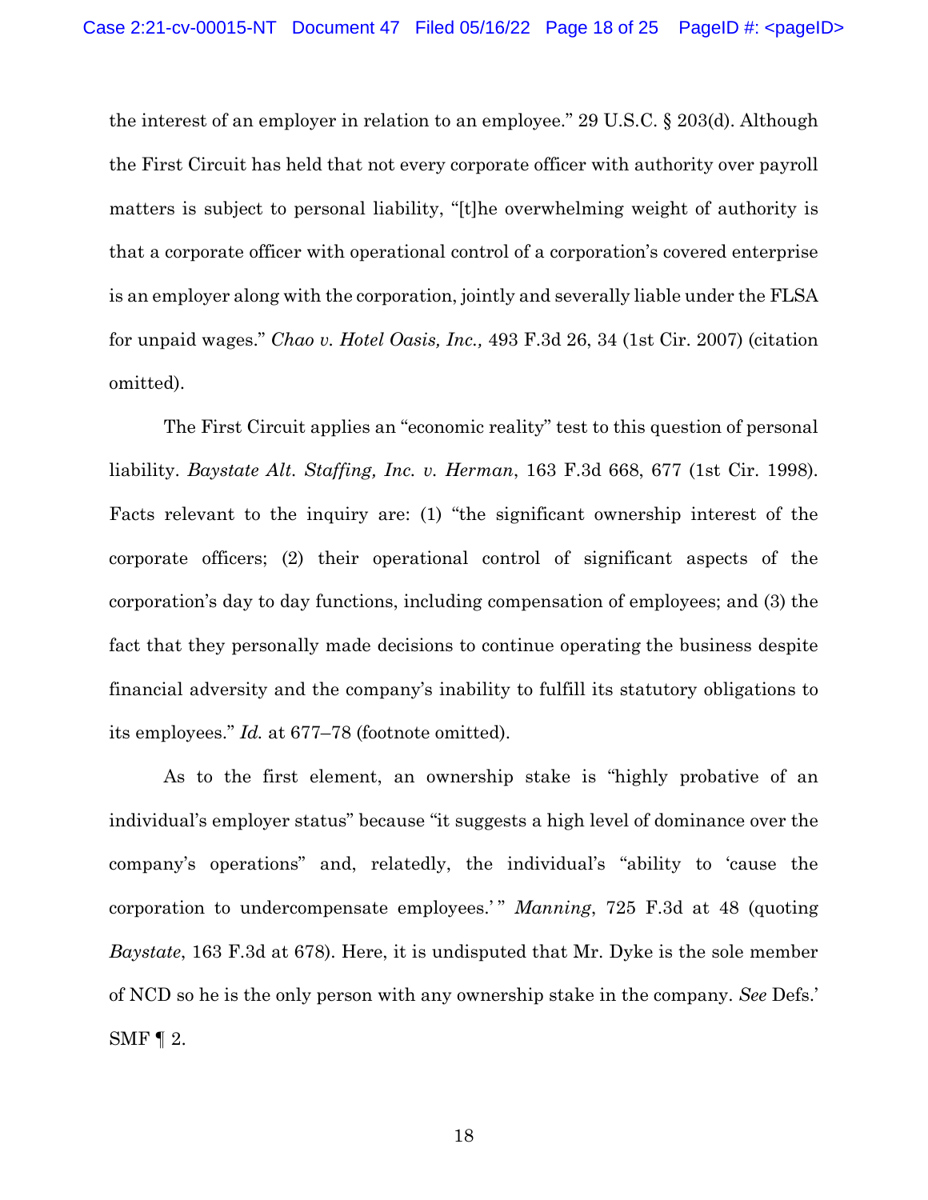the interest of an employer in relation to an employee." 29 U.S.C. § 203(d). Although the First Circuit has held that not every corporate officer with authority over payroll matters is subject to personal liability, "[t]he overwhelming weight of authority is that a corporate officer with operational control of a corporation's covered enterprise is an employer along with the corporation, jointly and severally liable under the FLSA for unpaid wages." *Chao v. Hotel Oasis, Inc.,* 493 F.3d 26, 34 (1st Cir. 2007) (citation omitted).

The First Circuit applies an "economic reality" test to this question of personal liability. *Baystate Alt. Staffing, Inc. v. Herman*, 163 F.3d 668, 677 (1st Cir. 1998). Facts relevant to the inquiry are: (1) "the significant ownership interest of the corporate officers; (2) their operational control of significant aspects of the corporation's day to day functions, including compensation of employees; and (3) the fact that they personally made decisions to continue operating the business despite financial adversity and the company's inability to fulfill its statutory obligations to its employees." *Id.* at 677–78 (footnote omitted).

As to the first element, an ownership stake is "highly probative of an individual's employer status" because "it suggests a high level of dominance over the company's operations" and, relatedly, the individual's "ability to 'cause the corporation to undercompensate employees.'" *Manning*, 725 F.3d at 48 (quoting *Baystate*, 163 F.3d at 678). Here, it is undisputed that Mr. Dyke is the sole member of NCD so he is the only person with any ownership stake in the company. *See* Defs.' SMF ¶ 2.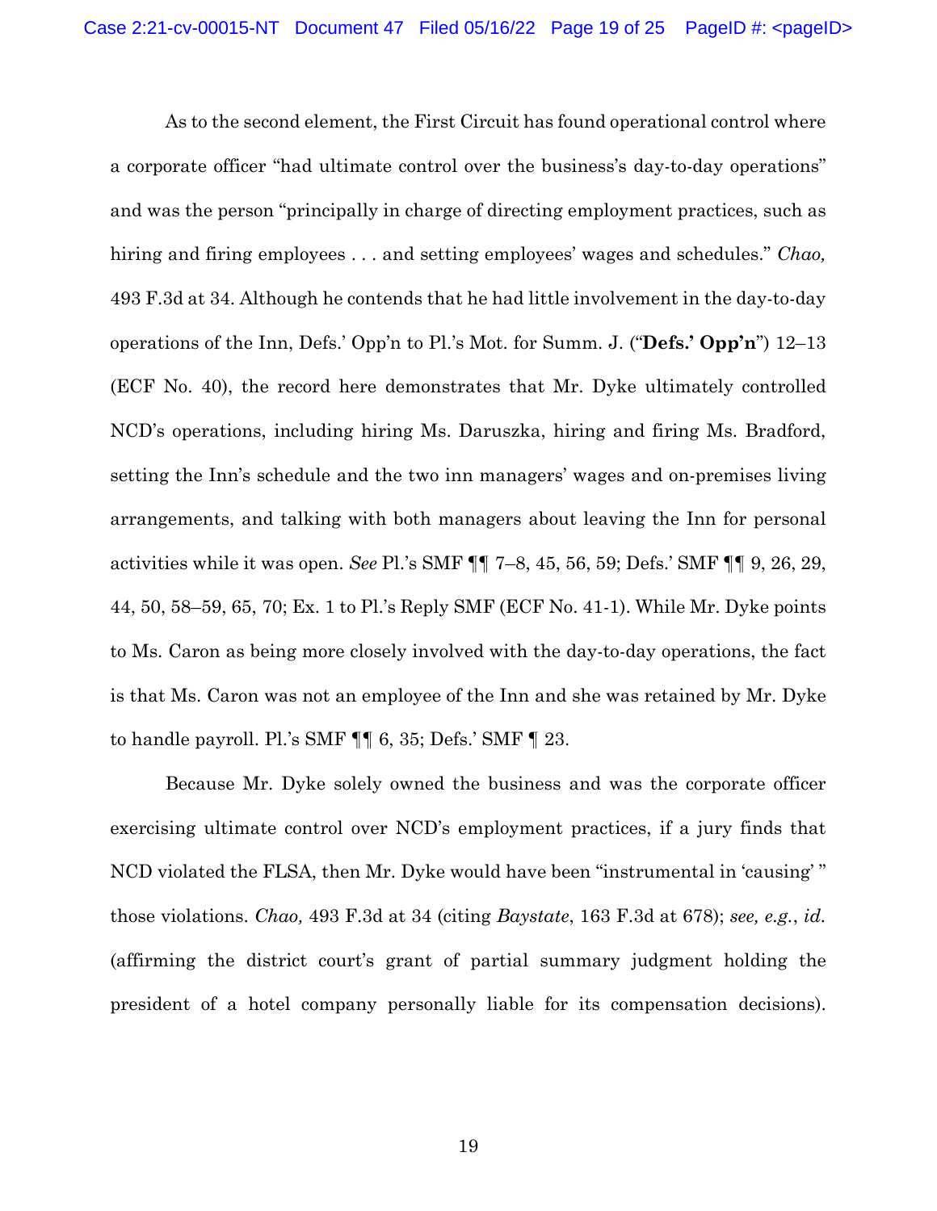As to the second element, the First Circuit has found operational control where a corporate officer "had ultimate control over the business's day-to-day operations" and was the person "principally in charge of directing employment practices, such as hiring and firing employees . . . and setting employees' wages and schedules." *Chao,* 493 F.3d at 34. Although he contends that he had little involvement in the day-to-day operations of the Inn, Defs.' Opp'n to Pl.'s Mot. for Summ. J. ("**Defs.' Opp'n**") 12–13 (ECF No. 40), the record here demonstrates that Mr. Dyke ultimately controlled NCD's operations, including hiring Ms. Daruszka, hiring and firing Ms. Bradford, setting the Inn's schedule and the two inn managers' wages and on-premises living arrangements, and talking with both managers about leaving the Inn for personal activities while it was open. *See* Pl.'s SMF ¶¶ 7–8, 45, 56, 59; Defs.' SMF ¶¶ 9, 26, 29, 44, 50, 58–59, 65, 70; Ex. 1 to Pl.'s Reply SMF (ECF No. 41-1). While Mr. Dyke points to Ms. Caron as being more closely involved with the day-to-day operations, the fact is that Ms. Caron was not an employee of the Inn and she was retained by Mr. Dyke to handle payroll. Pl.'s SMF ¶¶ 6, 35; Defs.' SMF ¶ 23.

Because Mr. Dyke solely owned the business and was the corporate officer exercising ultimate control over NCD's employment practices, if a jury finds that NCD violated the FLSA, then Mr. Dyke would have been "instrumental in 'causing' " those violations. *Chao,* 493 F.3d at 34 (citing *Baystate*, 163 F.3d at 678); *see, e.g.*, *id.* (affirming the district court's grant of partial summary judgment holding the president of a hotel company personally liable for its compensation decisions).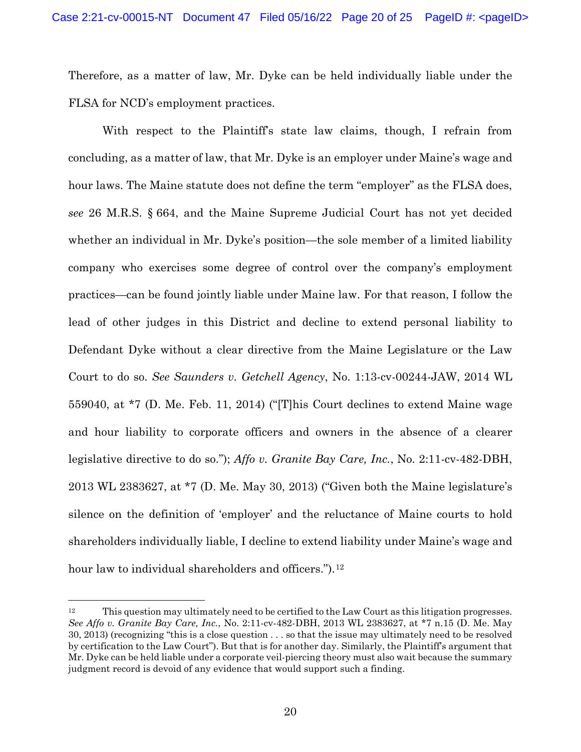Therefore, as a matter of law, Mr. Dyke can be held individually liable under the FLSA for NCD's employment practices.

With respect to the Plaintiff's state law claims, though, I refrain from concluding, as a matter of law, that Mr. Dyke is an employer under Maine's wage and hour laws. The Maine statute does not define the term "employer" as the FLSA does, *see* 26 M.R.S. § 664, and the Maine Supreme Judicial Court has not yet decided whether an individual in Mr. Dyke's position—the sole member of a limited liability company who exercises some degree of control over the company's employment practices—can be found jointly liable under Maine law. For that reason, I follow the lead of other judges in this District and decline to extend personal liability to Defendant Dyke without a clear directive from the Maine Legislature or the Law Court to do so. *See Saunders v. Getchell Agency*, No. 1:13-cv-00244-JAW, 2014 WL 559040, at *7 (D. Me. Feb. 11, 2014) ("[T]his Court declines to extend Maine wage and hour liability to corporate officers and owners in the absence of a clearer legislative directive to do so."); *Affo v. Granite Bay Care, Inc.*, No. 2:11-cv-482-DBH, 2013 WL 2383627, at *7 (D. Me. May 30, 2013) ("Given both the Maine legislature's silence on the definition of 'employer' and the reluctance of Maine courts to hold shareholders individually liable, I decline to extend liability under Maine's wage and hour law to individual shareholders and officers.").[12]

---

[12] This question may ultimately need to be certified to the Law Court as this litigation progresses. *See Affo v. Granite Bay Care, Inc.*, No. 2:11-cv-482-DBH, 2013 WL 2383627, at *7 n.15 (D. Me. May 30, 2013) (recognizing "this is a close question . . . so that the issue may ultimately need to be resolved by certification to the Law Court"). But that is for another day. Similarly, the Plaintiff's argument that Mr. Dyke can be held liable under a corporate veil-piercing theory must also wait because the summary judgment record is devoid of any evidence that would support such a finding.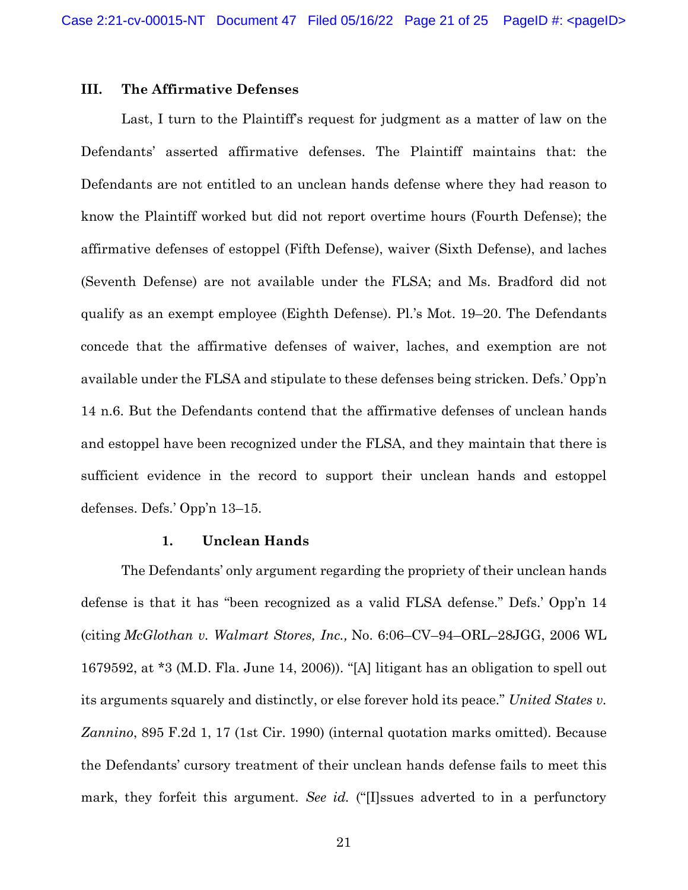### III. The Affirmative Defenses

Last, I turn to the Plaintiff's request for judgment as a matter of law on the Defendants' asserted affirmative defenses. The Plaintiff maintains that: the Defendants are not entitled to an unclean hands defense where they had reason to know the Plaintiff worked but did not report overtime hours (Fourth Defense); the affirmative defenses of estoppel (Fifth Defense), waiver (Sixth Defense), and laches (Seventh Defense) are not available under the FLSA; and Ms. Bradford did not qualify as an exempt employee (Eighth Defense). Pl.'s Mot. 19–20. The Defendants concede that the affirmative defenses of waiver, laches, and exemption are not available under the FLSA and stipulate to these defenses being stricken. Defs.' Opp'n 14 n.6. But the Defendants contend that the affirmative defenses of unclean hands and estoppel have been recognized under the FLSA, and they maintain that there is sufficient evidence in the record to support their unclean hands and estoppel defenses. Defs.' Opp'n 13–15.

#### 1. Unclean Hands

The Defendants' only argument regarding the propriety of their unclean hands defense is that it has "been recognized as a valid FLSA defense." Defs.' Opp'n 14 (citing *McGlothan v. Walmart Stores, Inc.,* No. 6:06–CV–94–ORL–28JGG, 2006 WL 1679592, at *3 (M.D. Fla. June 14, 2006)). "[A] litigant has an obligation to spell out its arguments squarely and distinctly, or else forever hold its peace." *United States v. Zannino*, 895 F.2d 1, 17 (1st Cir. 1990) (internal quotation marks omitted). Because the Defendants' cursory treatment of their unclean hands defense fails to meet this mark, they forfeit this argument. *See id.* ("[I]ssues adverted to in a perfunctory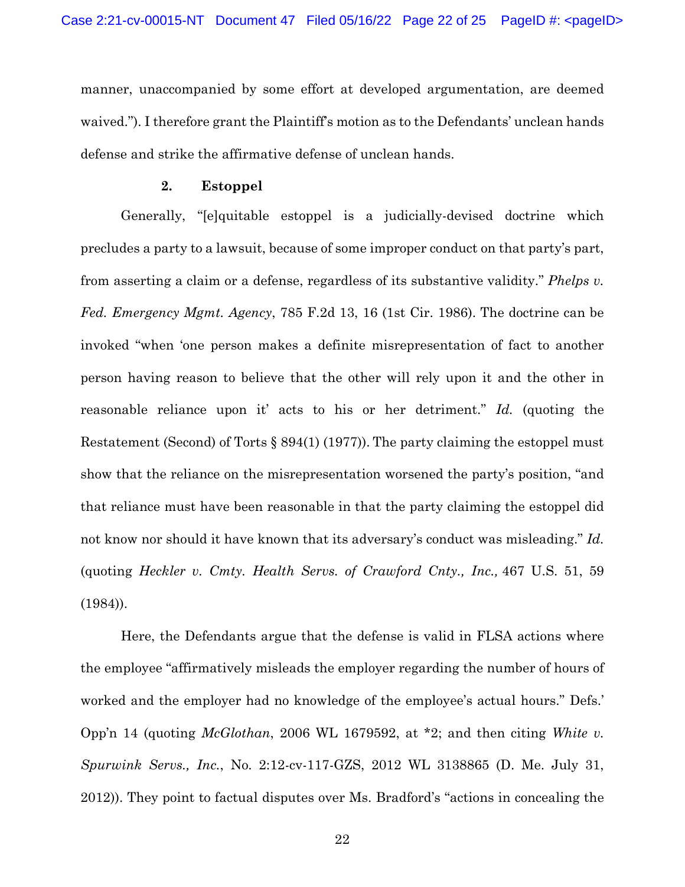manner, unaccompanied by some effort at developed argumentation, are deemed waived."). I therefore grant the Plaintiff's motion as to the Defendants' unclean hands defense and strike the affirmative defense of unclean hands.

**2. Estoppel**

Generally, "[e]quitable estoppel is a judicially-devised doctrine which precludes a party to a lawsuit, because of some improper conduct on that party's part, from asserting a claim or a defense, regardless of its substantive validity." *Phelps v. Fed. Emergency Mgmt. Agency*, 785 F.2d 13, 16 (1st Cir. 1986). The doctrine can be invoked "when 'one person makes a definite misrepresentation of fact to another person having reason to believe that the other will rely upon it and the other in reasonable reliance upon it' acts to his or her detriment." *Id.* (quoting the Restatement (Second) of Torts § 894(1) (1977)). The party claiming the estoppel must show that the reliance on the misrepresentation worsened the party's position, "and that reliance must have been reasonable in that the party claiming the estoppel did not know nor should it have known that its adversary's conduct was misleading." *Id.* (quoting *Heckler v. Cmty. Health Servs. of Crawford Cnty., Inc.,* 467 U.S. 51, 59 (1984)).

Here, the Defendants argue that the defense is valid in FLSA actions where the employee "affirmatively misleads the employer regarding the number of hours of worked and the employer had no knowledge of the employee's actual hours." Defs.' Opp'n 14 (quoting *McGlothan*, 2006 WL 1679592, at *2; and then citing *White v. Spurwink Servs., Inc.*, No. 2:12-cv-117-GZS, 2012 WL 3138865 (D. Me. July 31, 2012)). They point to factual disputes over Ms. Bradford's "actions in concealing the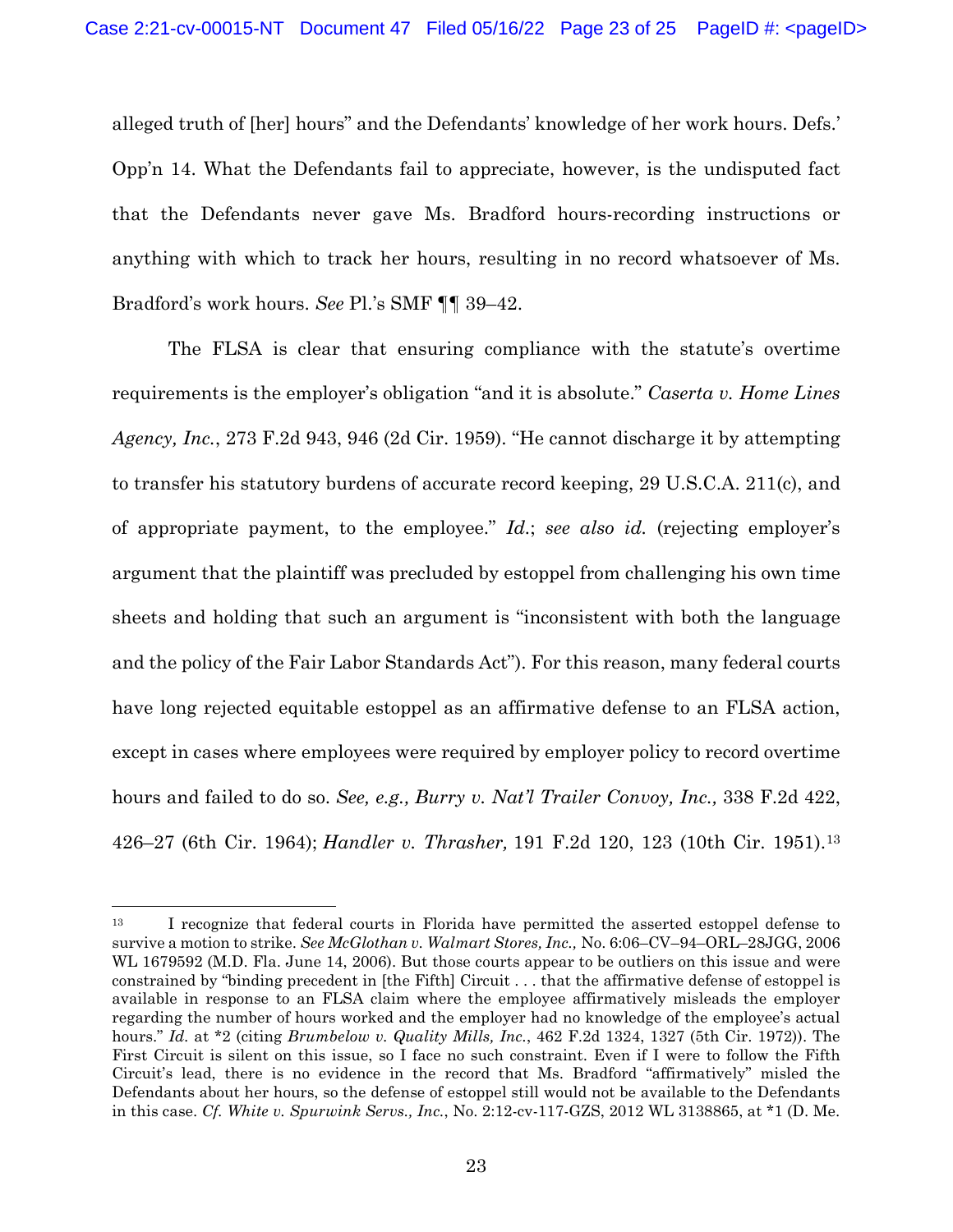alleged truth of [her] hours" and the Defendants' knowledge of her work hours. Defs.' Opp'n 14. What the Defendants fail to appreciate, however, is the undisputed fact that the Defendants never gave Ms. Bradford hours-recording instructions or anything with which to track her hours, resulting in no record whatsoever of Ms. Bradford's work hours. *See* Pl.'s SMF ¶¶ 39–42.

The FLSA is clear that ensuring compliance with the statute's overtime requirements is the employer's obligation "and it is absolute." *Caserta v. Home Lines Agency, Inc.*, 273 F.2d 943, 946 (2d Cir. 1959). "He cannot discharge it by attempting to transfer his statutory burdens of accurate record keeping, 29 U.S.C.A. 211(c), and of appropriate payment, to the employee." *Id.*; *see also id.* (rejecting employer's argument that the plaintiff was precluded by estoppel from challenging his own time sheets and holding that such an argument is "inconsistent with both the language and the policy of the Fair Labor Standards Act"). For this reason, many federal courts have long rejected equitable estoppel as an affirmative defense to an FLSA action, except in cases where employees were required by employer policy to record overtime hours and failed to do so. *See, e.g., Burry v. Nat'l Trailer Convoy, Inc.,* 338 F.2d 422, 426–27 (6th Cir. 1964); *Handler v. Thrasher,* 191 F.2d 120, 123 (10th Cir. 1951).[13]

---

[13] I recognize that federal courts in Florida have permitted the asserted estoppel defense to survive a motion to strike. *See McGlothan v. Walmart Stores, Inc.,* No. 6:06–CV–94–ORL–28JGG, 2006 WL 1679592 (M.D. Fla. June 14, 2006). But those courts appear to be outliers on this issue and were constrained by "binding precedent in [the Fifth] Circuit . . . that the affirmative defense of estoppel is available in response to an FLSA claim where the employee affirmatively misleads the employer regarding the number of hours worked and the employer had no knowledge of the employee's actual hours." *Id.* at *2 (citing *Brumbelow v. Quality Mills, Inc.*, 462 F.2d 1324, 1327 (5th Cir. 1972)). The First Circuit is silent on this issue, so I face no such constraint. Even if I were to follow the Fifth Circuit's lead, there is no evidence in the record that Ms. Bradford "affirmatively" misled the Defendants about her hours, so the defense of estoppel still would not be available to the Defendants in this case. *Cf. White v. Spurwink Servs., Inc.*, No. 2:12-cv-117-GZS, 2012 WL 3138865, at *1 (D. Me.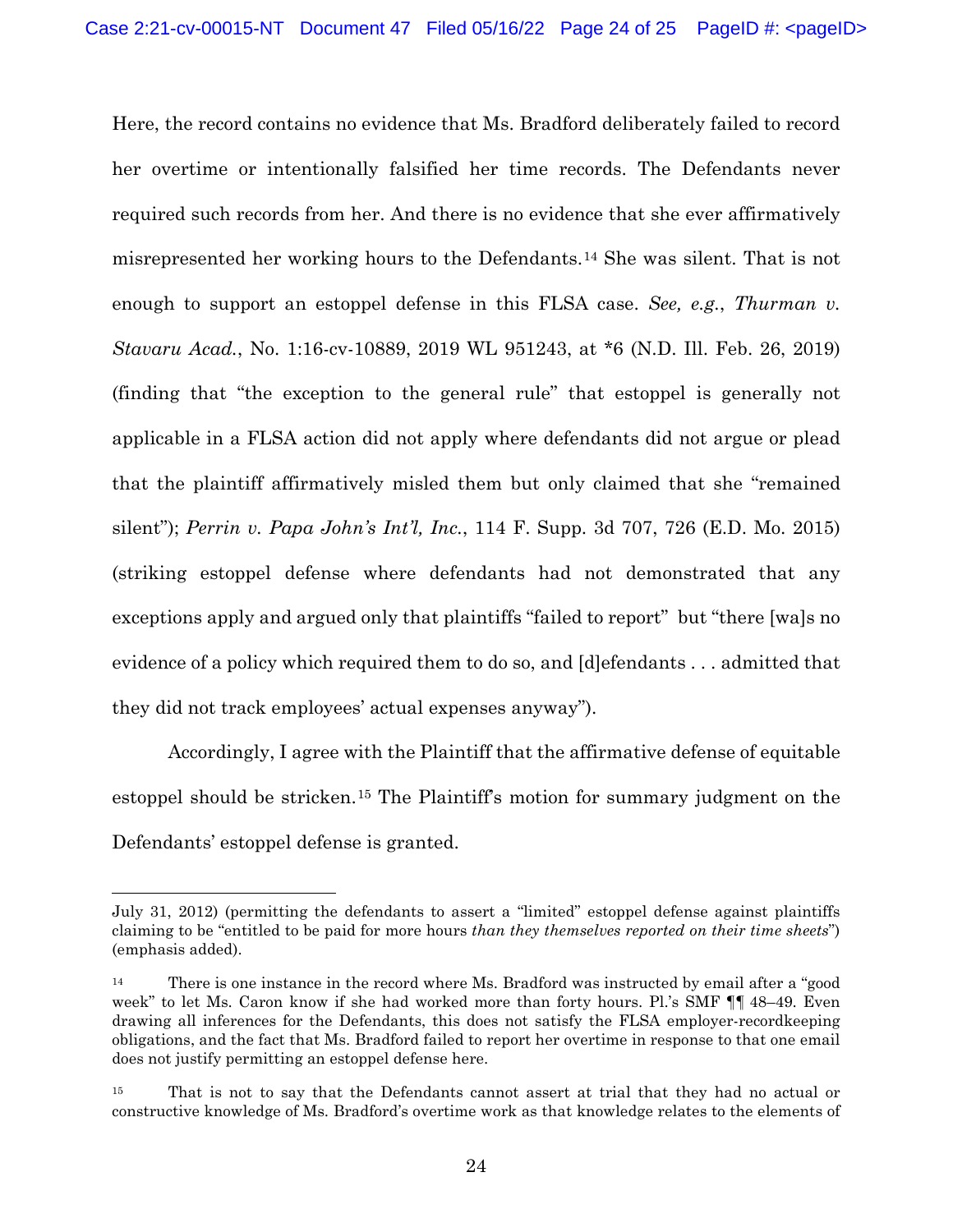Here, the record contains no evidence that Ms. Bradford deliberately failed to record her overtime or intentionally falsified her time records. The Defendants never required such records from her. And there is no evidence that she ever affirmatively misrepresented her working hours to the Defendants.[14] She was silent. That is not enough to support an estoppel defense in this FLSA case. *See, e.g.*, *Thurman v. Stavaru Acad.*, No. 1:16-cv-10889, 2019 WL 951243, at *6 (N.D. Ill. Feb. 26, 2019) (finding that "the exception to the general rule" that estoppel is generally not applicable in a FLSA action did not apply where defendants did not argue or plead that the plaintiff affirmatively misled them but only claimed that she "remained silent"); *Perrin v. Papa John's Int'l, Inc.*, 114 F. Supp. 3d 707, 726 (E.D. Mo. 2015) (striking estoppel defense where defendants had not demonstrated that any exceptions apply and argued only that plaintiffs "failed to report" but "there [wa]s no evidence of a policy which required them to do so, and [d]efendants . . . admitted that they did not track employees' actual expenses anyway").

Accordingly, I agree with the Plaintiff that the affirmative defense of equitable estoppel should be stricken.[15] The Plaintiff's motion for summary judgment on the Defendants' estoppel defense is granted.

---

July 31, 2012) (permitting the defendants to assert a "limited" estoppel defense against plaintiffs claiming to be "entitled to be paid for more hours *than they themselves reported on their time sheets*") (emphasis added).

[14] There is one instance in the record where Ms. Bradford was instructed by email after a "good week" to let Ms. Caron know if she had worked more than forty hours. Pl.'s SMF ¶¶ 48–49. Even drawing all inferences for the Defendants, this does not satisfy the FLSA employer-recordkeeping obligations, and the fact that Ms. Bradford failed to report her overtime in response to that one email does not justify permitting an estoppel defense here.

[15] That is not to say that the Defendants cannot assert at trial that they had no actual or constructive knowledge of Ms. Bradford's overtime work as that knowledge relates to the elements of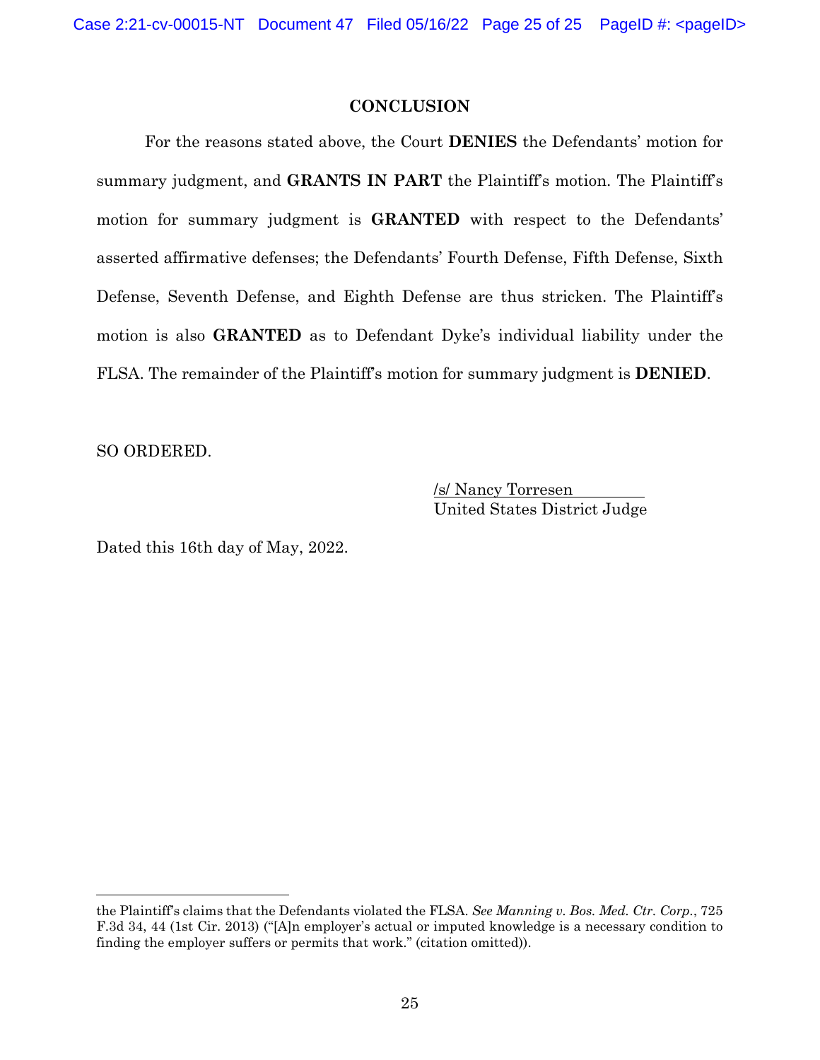## CONCLUSION

For the reasons stated above, the Court **DENIES** the Defendants' motion for summary judgment, and **GRANTS IN PART** the Plaintiff's motion. The Plaintiff's motion for summary judgment is **GRANTED** with respect to the Defendants' asserted affirmative defenses; the Defendants' Fourth Defense, Fifth Defense, Sixth Defense, Seventh Defense, and Eighth Defense are thus stricken. The Plaintiff's motion is also **GRANTED** as to Defendant Dyke's individual liability under the FLSA. The remainder of the Plaintiff's motion for summary judgment is **DENIED**.

SO ORDERED.

/s/ Nancy Torresen
United States District Judge

Dated this 16th day of May, 2022.

---

the Plaintiff's claims that the Defendants violated the FLSA. *See Manning v. Bos. Med. Ctr. Corp.*, 725 F.3d 34, 44 (1st Cir. 2013) ("[A]n employer's actual or imputed knowledge is a necessary condition to finding the employer suffers or permits that work." (citation omitted)).